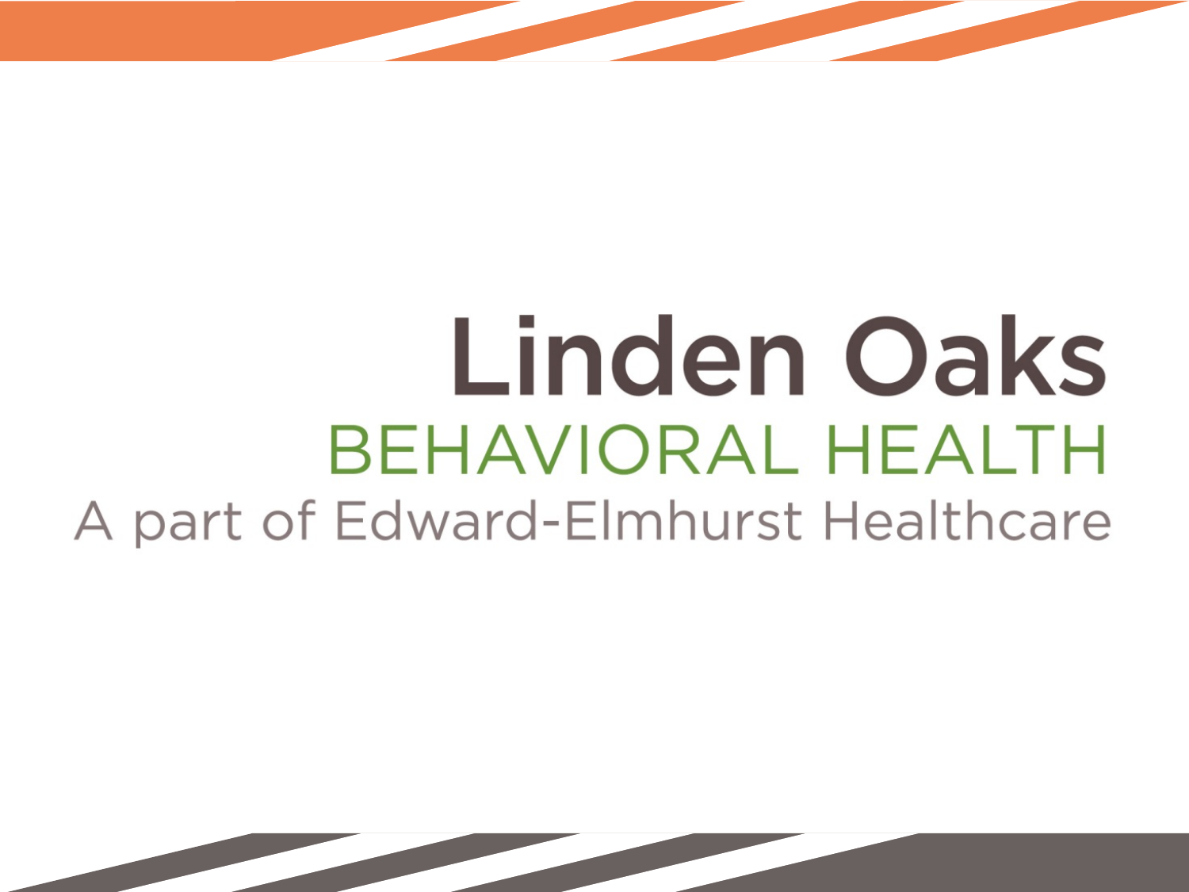# Linden Oaks

## BEHAVIORAL HEALTH

A part of Edward-Elmhurst Healthcare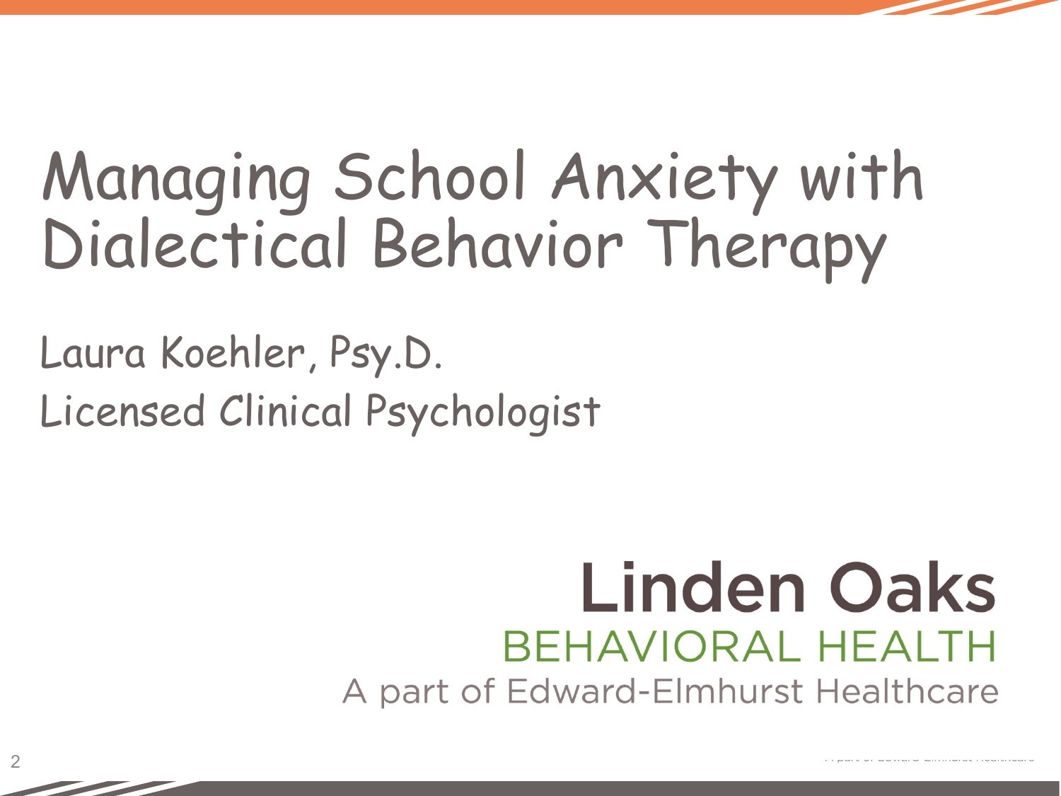# Managing School Anxiety with Dialectical Behavior Therapy

Laura Koehler, Psy.D.

Licensed Clinical Psychologist

**Linden Oaks**

BEHAVIORAL HEALTH

A part of Edward-Elmhurst Healthcare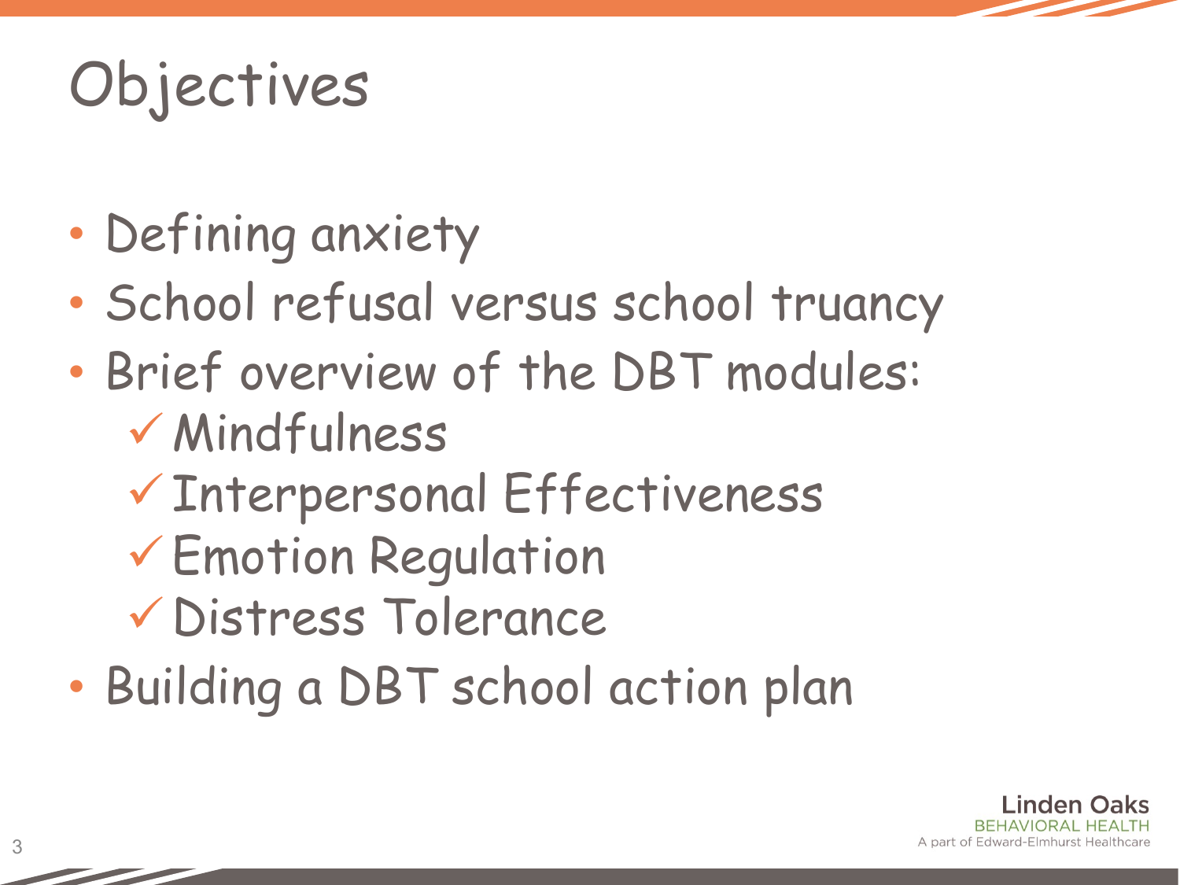# Objectives

- Defining anxiety
- School refusal versus school truancy
- Brief overview of the DBT modules:
  - ✓ Mindfulness
  - ✓ Interpersonal Effectiveness
  - ✓ Emotion Regulation
  - ✓ Distress Tolerance
- Building a DBT school action plan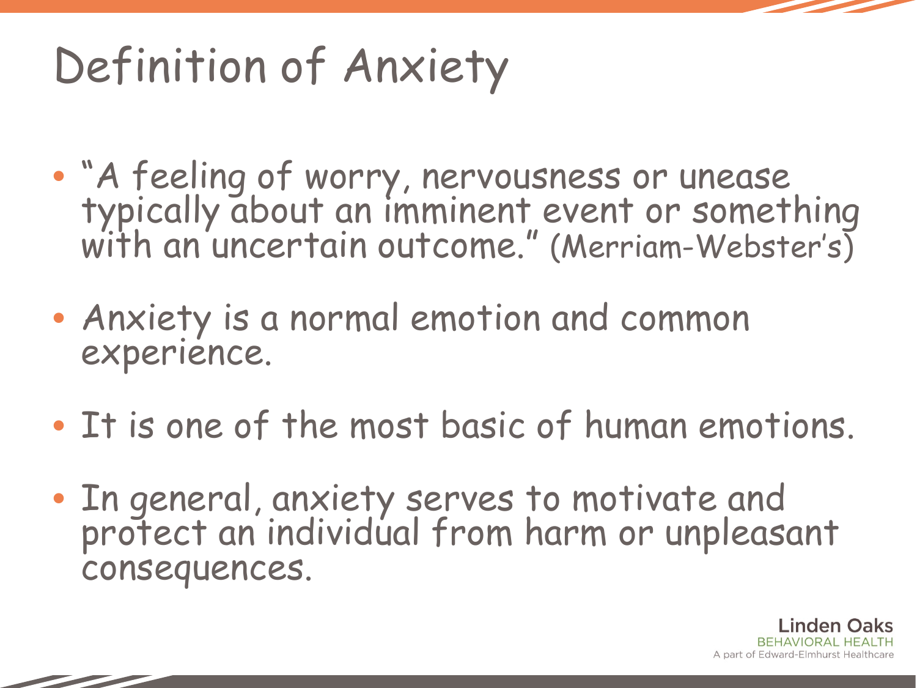# Definition of Anxiety

- "A feeling of worry, nervousness or unease typically about an imminent event or something with an uncertain outcome." (Merriam-Webster's)
- Anxiety is a normal emotion and common experience.
- It is one of the most basic of human emotions.
- In general, anxiety serves to motivate and protect an individual from harm or unpleasant consequences.

Linden Oaks
BEHAVIORAL HEALTH
A part of Edward-Elmhurst Healthcare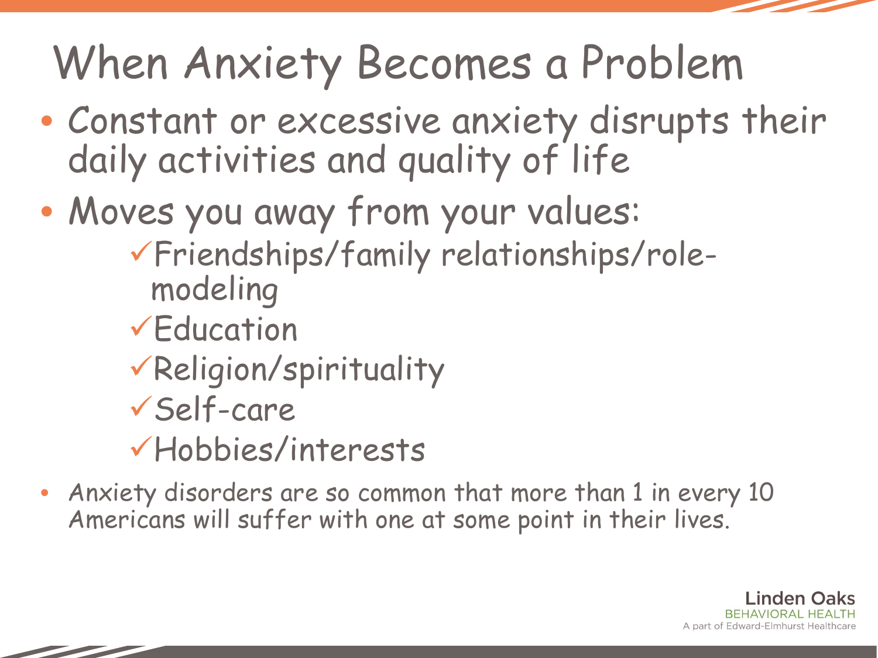# When Anxiety Becomes a Problem

- Constant or excessive anxiety disrupts their daily activities and quality of life
- Moves you away from your values:
  - ✓Friendships/family relationships/role-modeling
  - ✓Education
  - ✓Religion/spirituality
  - ✓Self-care
  - ✓Hobbies/interests
- Anxiety disorders are so common that more than 1 in every 10 Americans will suffer with one at some point in their lives.

Linden Oaks
BEHAVIORAL HEALTH
A part of Edward-Elmhurst Healthcare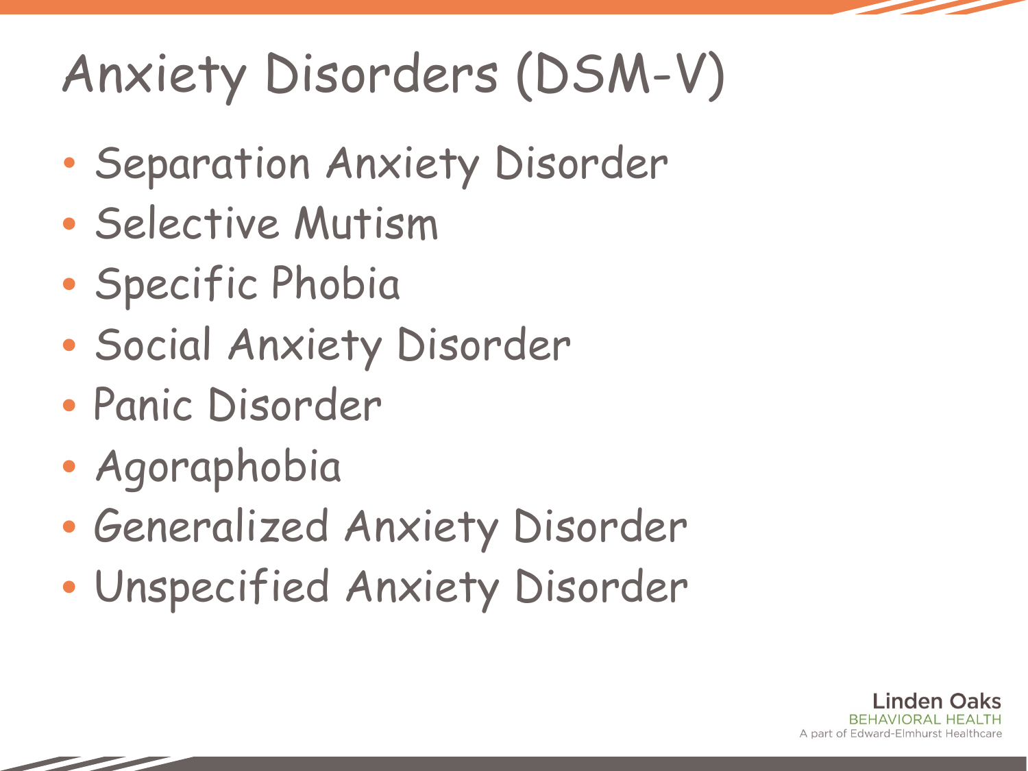# Anxiety Disorders (DSM-V)

- Separation Anxiety Disorder
- Selective Mutism
- Specific Phobia
- Social Anxiety Disorder
- Panic Disorder
- Agoraphobia
- Generalized Anxiety Disorder
- Unspecified Anxiety Disorder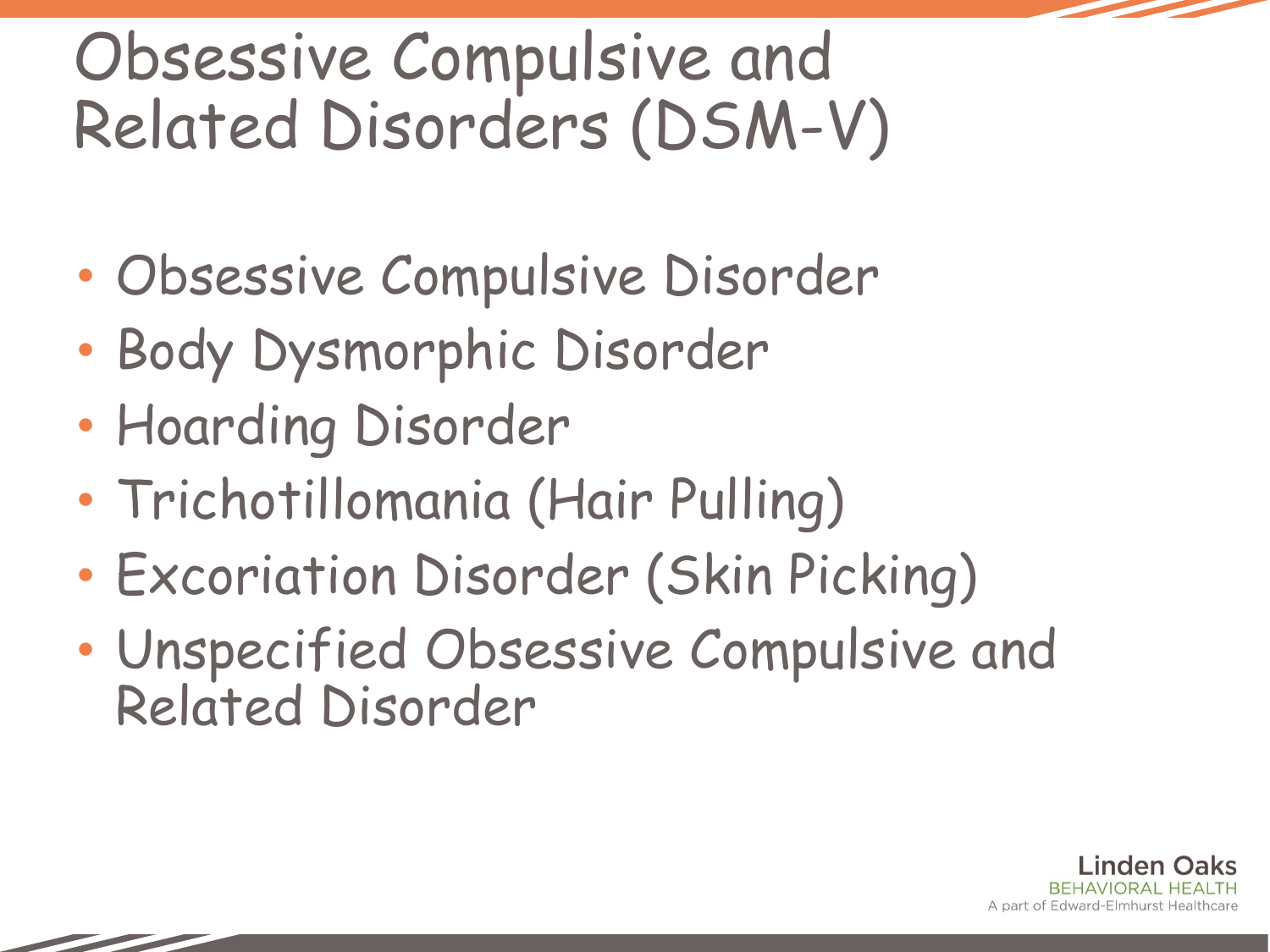# Obsessive Compulsive and Related Disorders (DSM-V)

- Obsessive Compulsive Disorder
- Body Dysmorphic Disorder
- Hoarding Disorder
- Trichotillomania (Hair Pulling)
- Excoriation Disorder (Skin Picking)
- Unspecified Obsessive Compulsive and Related Disorder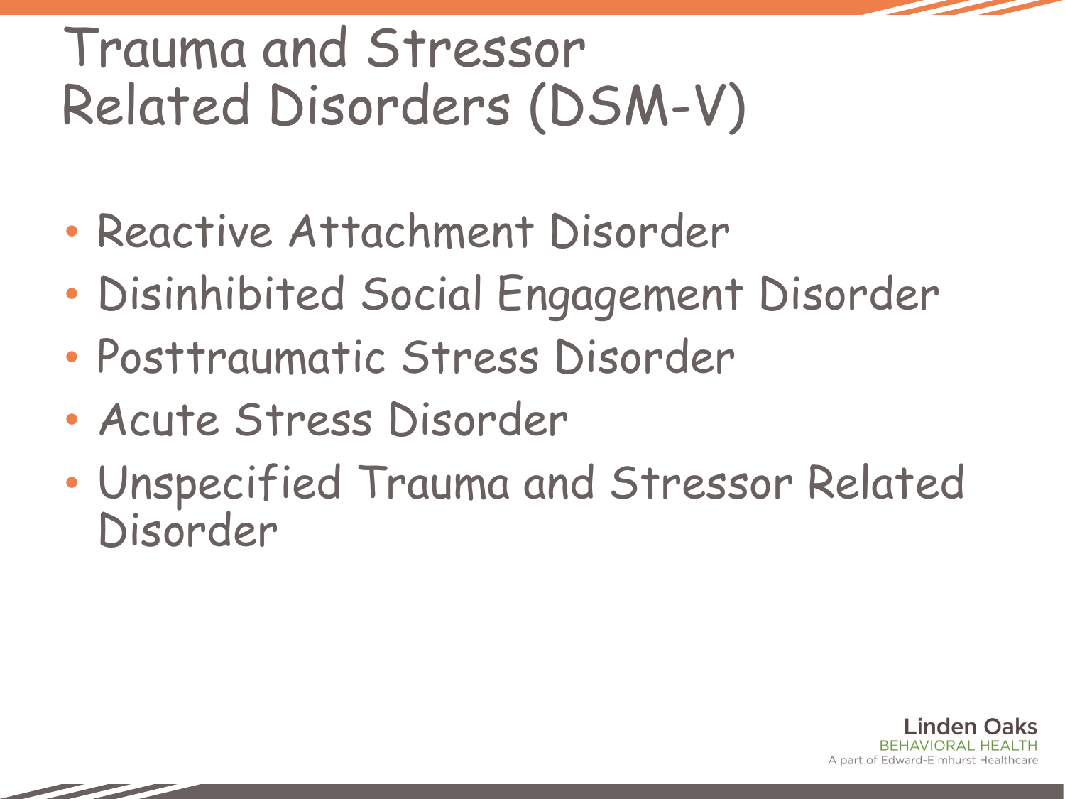# Trauma and Stressor Related Disorders (DSM-V)

- Reactive Attachment Disorder
- Disinhibited Social Engagement Disorder
- Posttraumatic Stress Disorder
- Acute Stress Disorder
- Unspecified Trauma and Stressor Related Disorder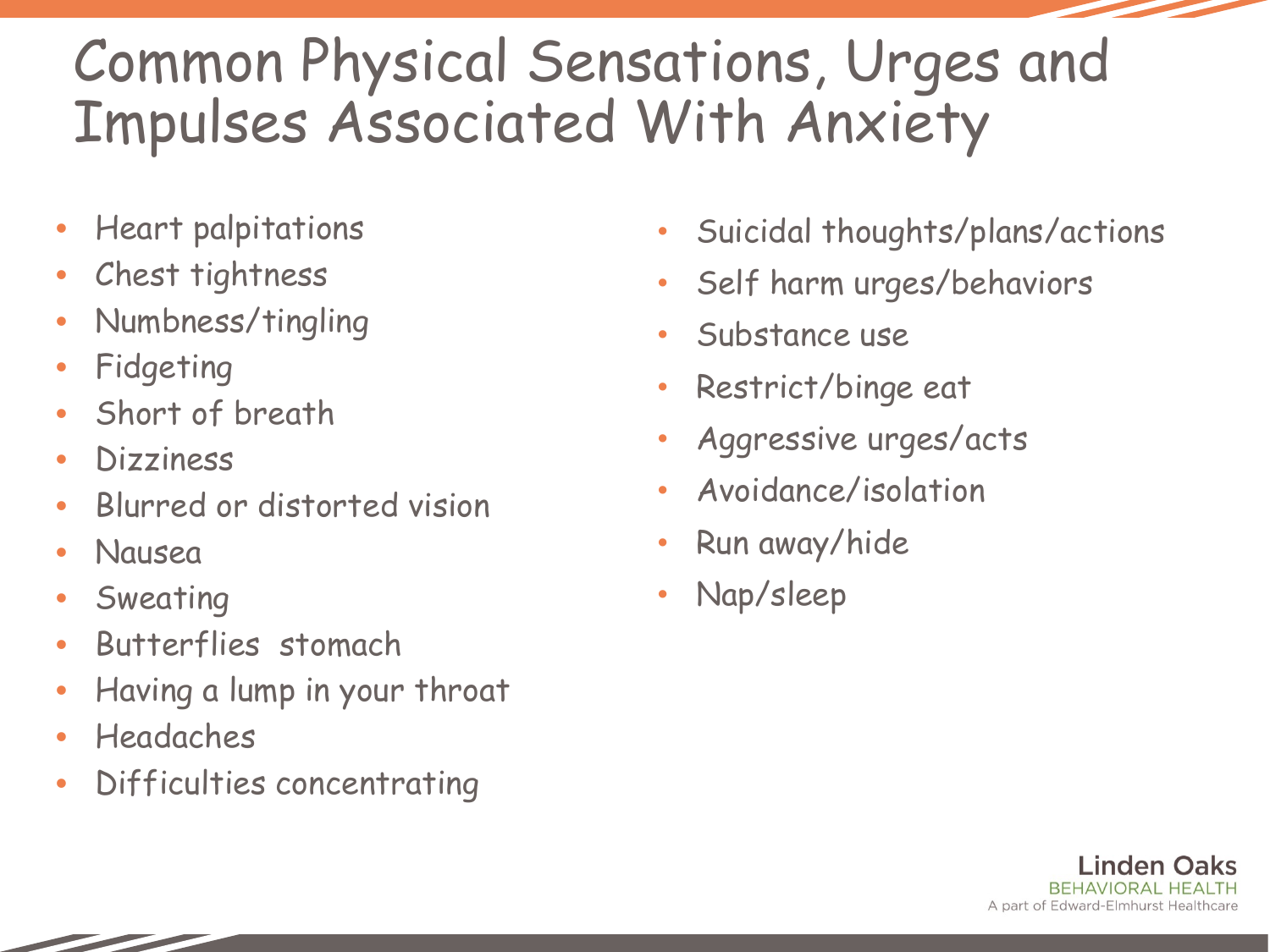# Common Physical Sensations, Urges and Impulses Associated With Anxiety

- Heart palpitations
- Chest tightness
- Numbness/tingling
- Fidgeting
- Short of breath
- Dizziness
- Blurred or distorted vision
- Nausea
- Sweating
- Butterflies stomach
- Having a lump in your throat
- Headaches
- Difficulties concentrating
- Suicidal thoughts/plans/actions
- Self harm urges/behaviors
- Substance use
- Restrict/binge eat
- Aggressive urges/acts
- Avoidance/isolation
- Run away/hide
- Nap/sleep

Linden Oaks
BEHAVIORAL HEALTH
A part of Edward-Elmhurst Healthcare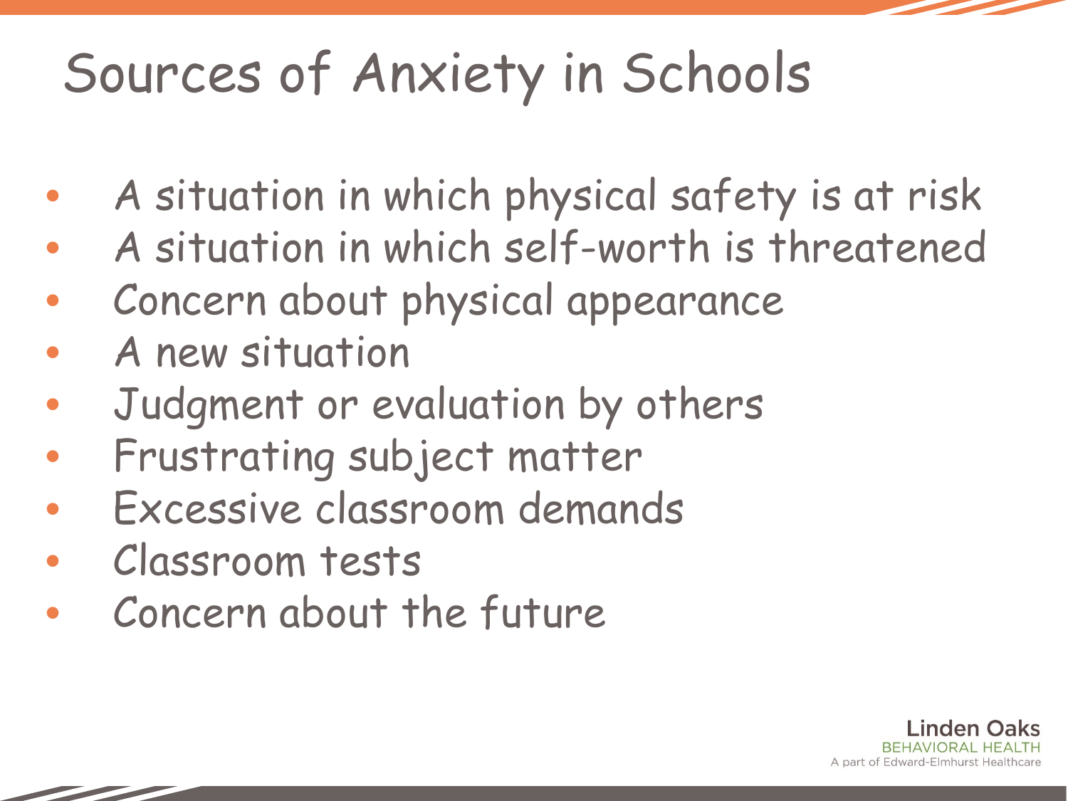# Sources of Anxiety in Schools

- A situation in which physical safety is at risk
- A situation in which self-worth is threatened
- Concern about physical appearance
- A new situation
- Judgment or evaluation by others
- Frustrating subject matter
- Excessive classroom demands
- Classroom tests
- Concern about the future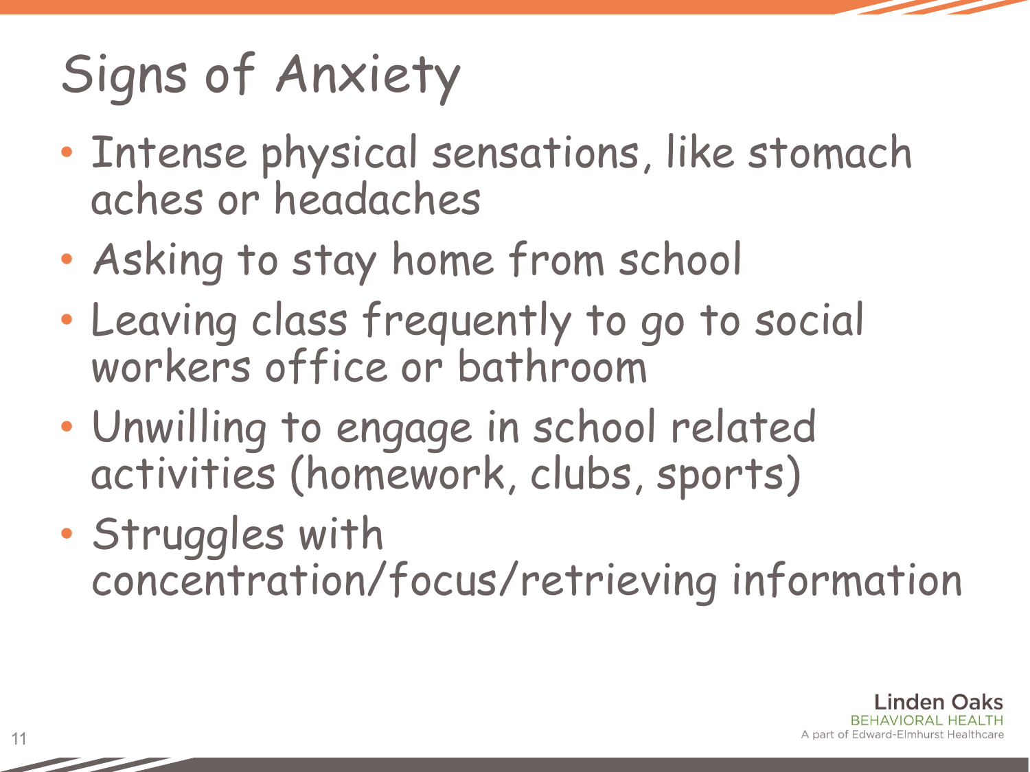# Signs of Anxiety

- Intense physical sensations, like stomach aches or headaches
- Asking to stay home from school
- Leaving class frequently to go to social workers office or bathroom
- Unwilling to engage in school related activities (homework, clubs, sports)
- Struggles with concentration/focus/retrieving information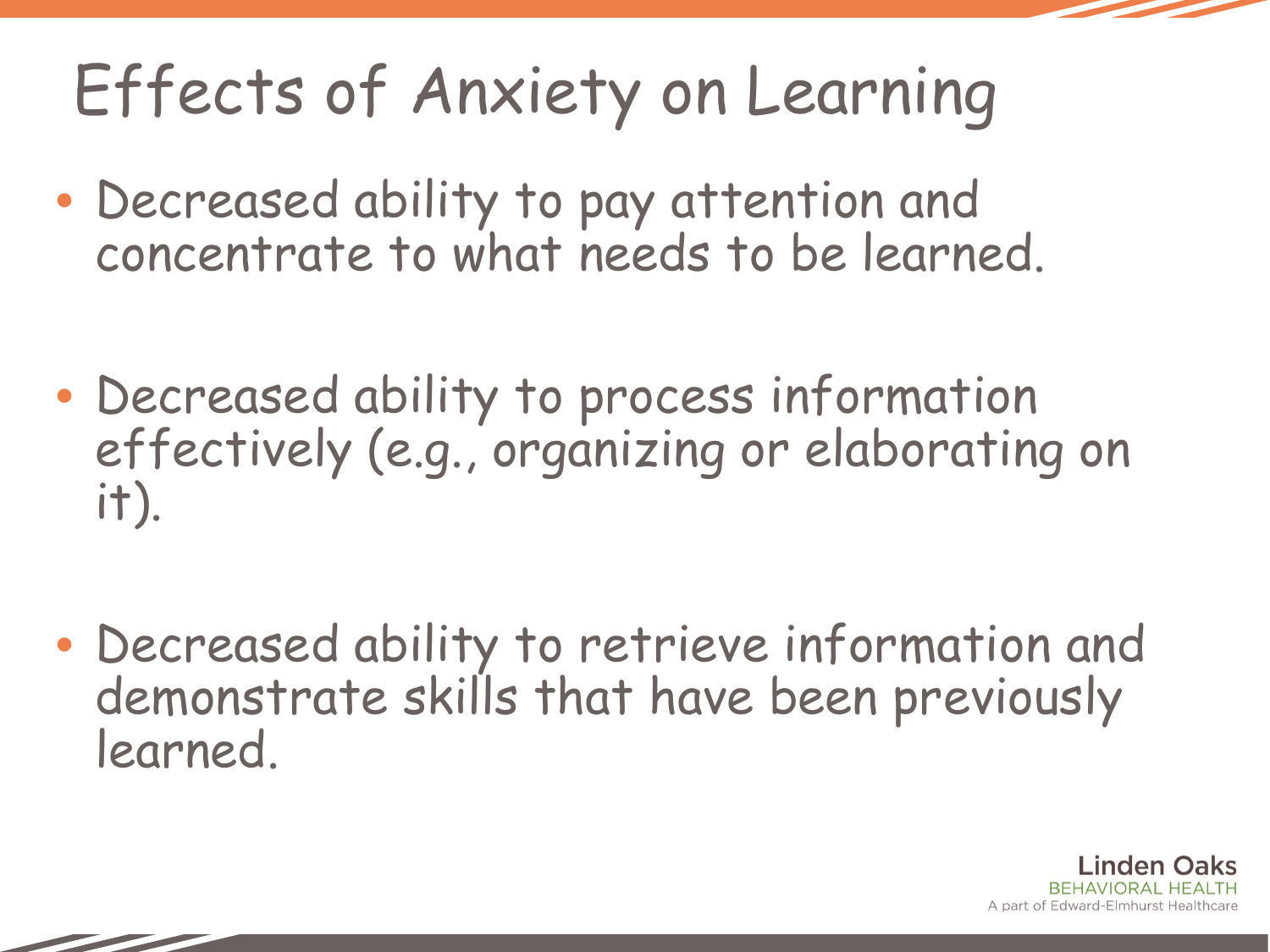# Effects of Anxiety on Learning

- Decreased ability to pay attention and concentrate to what needs to be learned.
- Decreased ability to process information effectively (e.g., organizing or elaborating on it).
- Decreased ability to retrieve information and demonstrate skills that have been previously learned.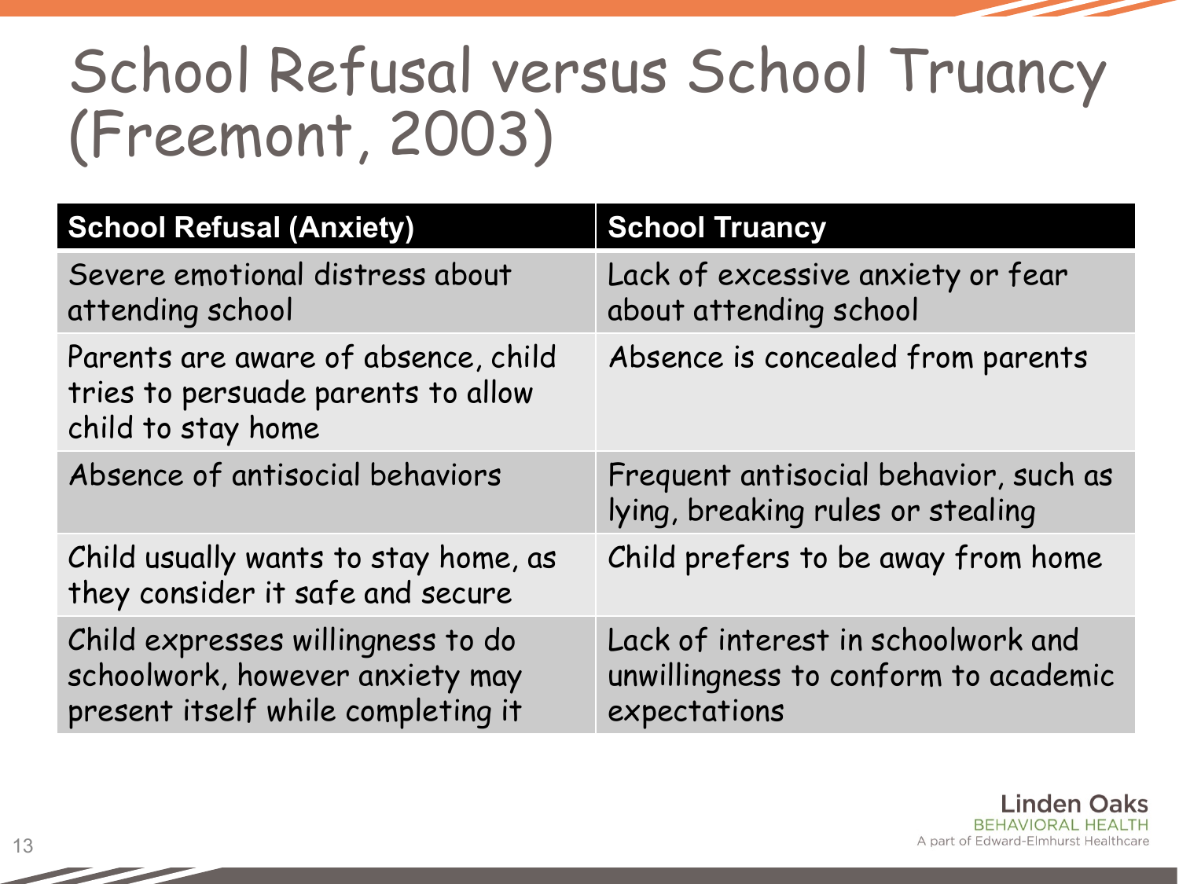# School Refusal versus School Truancy (Freemont, 2003)

| School Refusal (Anxiety) | School Truancy |
| --- | --- |
| Severe emotional distress about attending school | Lack of excessive anxiety or fear about attending school |
| Parents are aware of absence, child tries to persuade parents to allow child to stay home | Absence is concealed from parents |
| Absence of antisocial behaviors | Frequent antisocial behavior, such as lying, breaking rules or stealing |
| Child usually wants to stay home, as they consider it safe and secure | Child prefers to be away from home |
| Child expresses willingness to do schoolwork, however anxiety may present itself while completing it | Lack of interest in schoolwork and unwillingness to conform to academic expectations |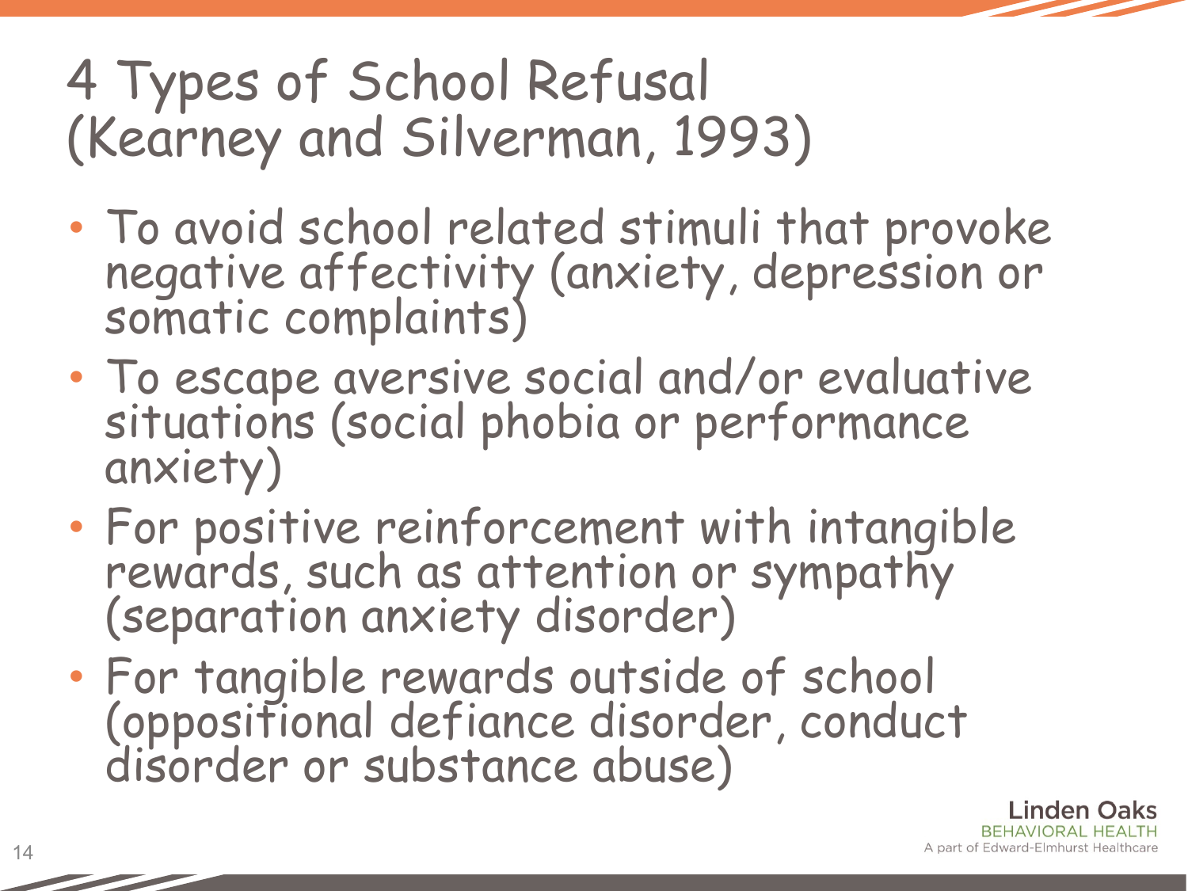# 4 Types of School Refusal (Kearney and Silverman, 1993)

- To avoid school related stimuli that provoke negative affectivity (anxiety, depression or somatic complaints)
- To escape aversive social and/or evaluative situations (social phobia or performance anxiety)
- For positive reinforcement with intangible rewards, such as attention or sympathy (separation anxiety disorder)
- For tangible rewards outside of school (oppositional defiance disorder, conduct disorder or substance abuse)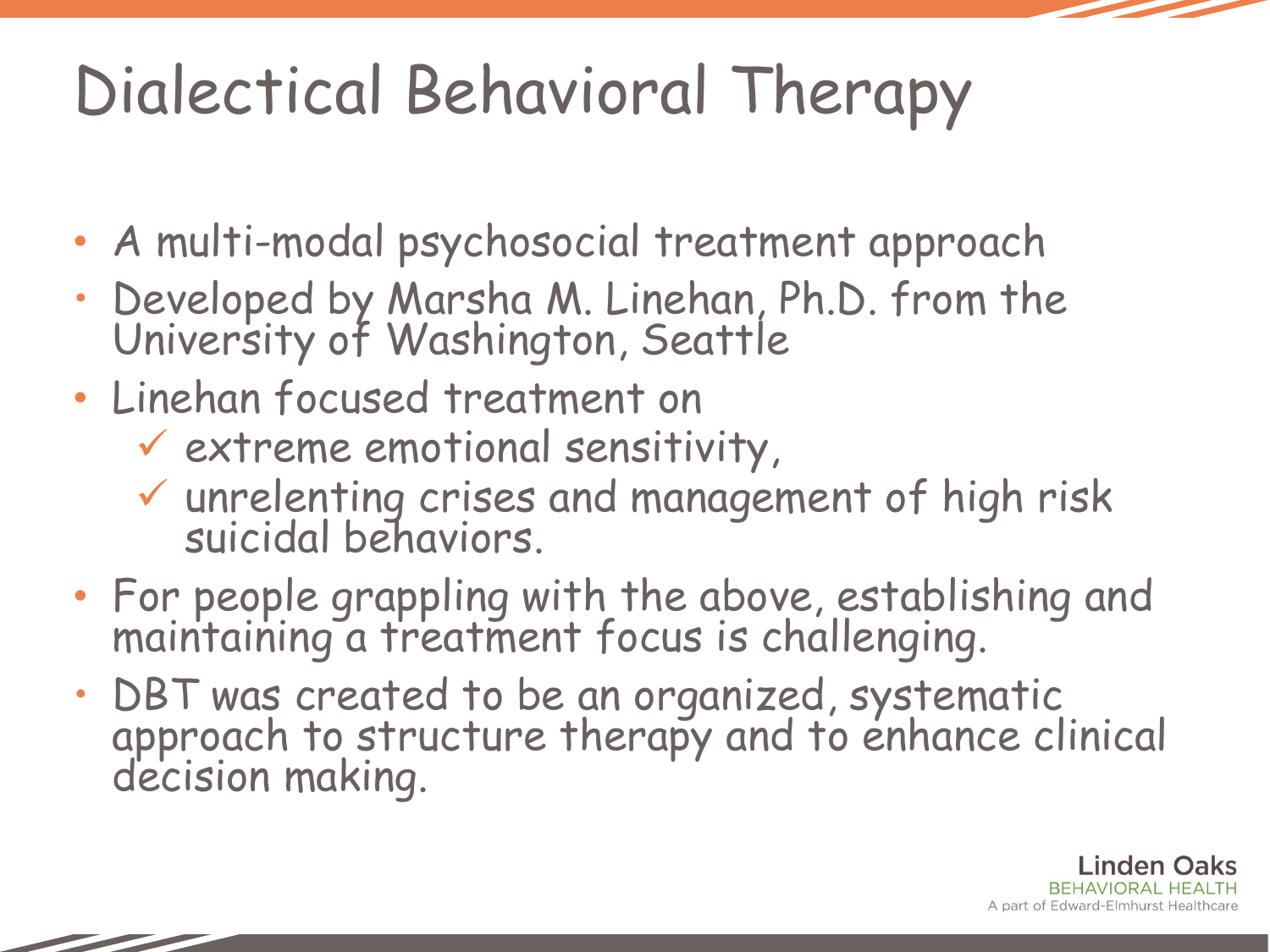# Dialectical Behavioral Therapy

- A multi-modal psychosocial treatment approach
- Developed by Marsha M. Linehan, Ph.D. from the University of Washington, Seattle
- Linehan focused treatment on
  - ✓ extreme emotional sensitivity,
  - ✓ unrelenting crises and management of high risk suicidal behaviors.
- For people grappling with the above, establishing and maintaining a treatment focus is challenging.
- DBT was created to be an organized, systematic approach to structure therapy and to enhance clinical decision making.

Linden Oaks
BEHAVIORAL HEALTH
A part of Edward-Elmhurst Healthcare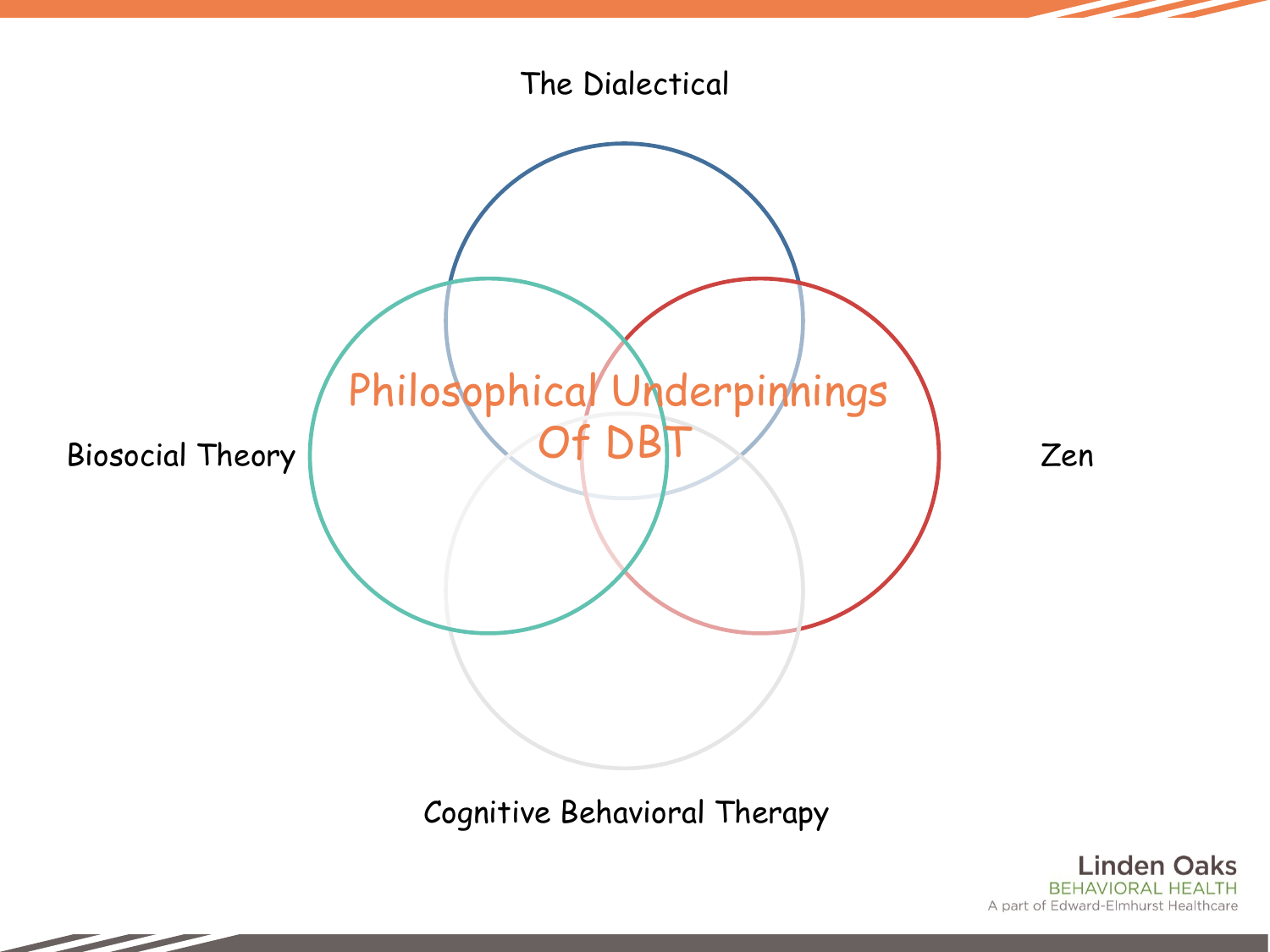# Philosophical Underpinnings Of DBT

The Dialectical

Biosocial Theory

Zen

Cognitive Behavioral Therapy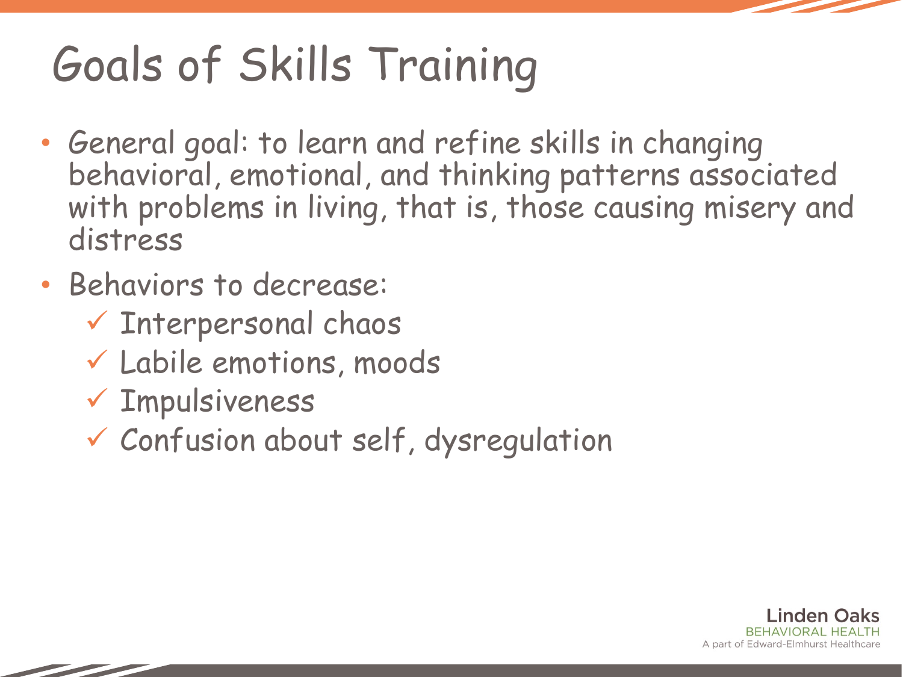# Goals of Skills Training

- General goal: to learn and refine skills in changing behavioral, emotional, and thinking patterns associated with problems in living, that is, those causing misery and distress
- Behaviors to decrease:
  - ✓ Interpersonal chaos
  - ✓ Labile emotions, moods
  - ✓ Impulsiveness
  - ✓ Confusion about self, dysregulation

Linden Oaks
BEHAVIORAL HEALTH
A part of Edward-Elmhurst Healthcare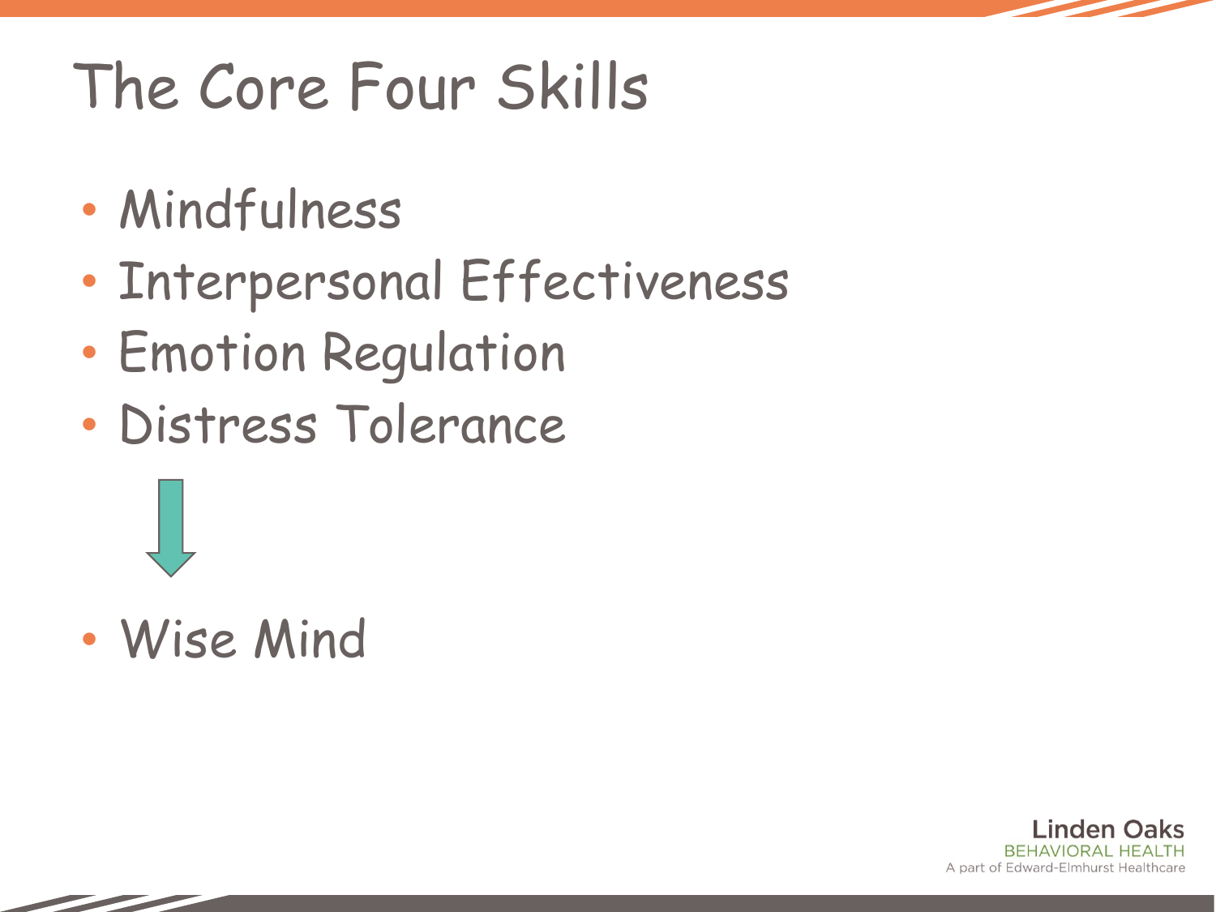# The Core Four Skills

- Mindfulness
- Interpersonal Effectiveness
- Emotion Regulation
- Distress Tolerance

↓

- Wise Mind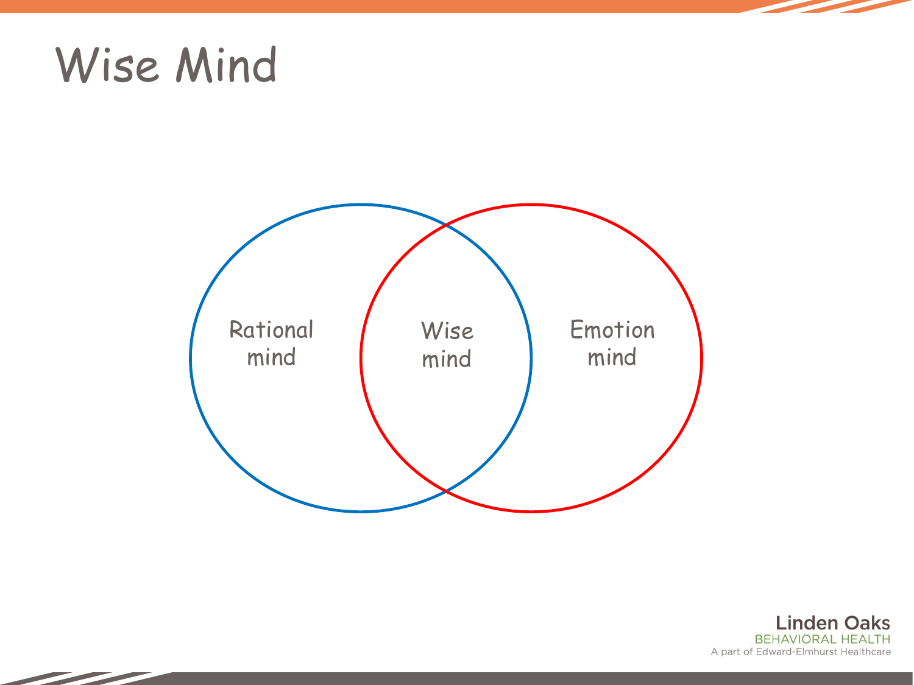# Wise Mind

Rational mind

Wise mind

Emotion mind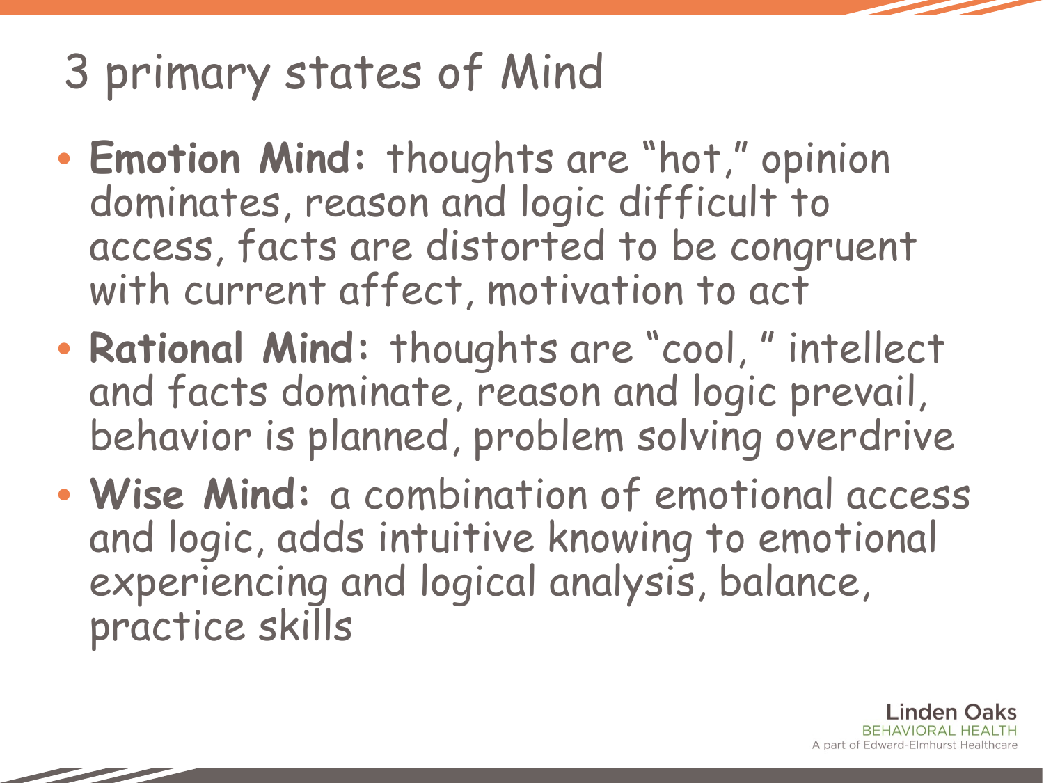# 3 primary states of Mind

- **Emotion Mind:** thoughts are "hot," opinion dominates, reason and logic difficult to access, facts are distorted to be congruent with current affect, motivation to act
- **Rational Mind:** thoughts are "cool, " intellect and facts dominate, reason and logic prevail, behavior is planned, problem solving overdrive
- **Wise Mind:** a combination of emotional access and logic, adds intuitive knowing to emotional experiencing and logical analysis, balance, practice skills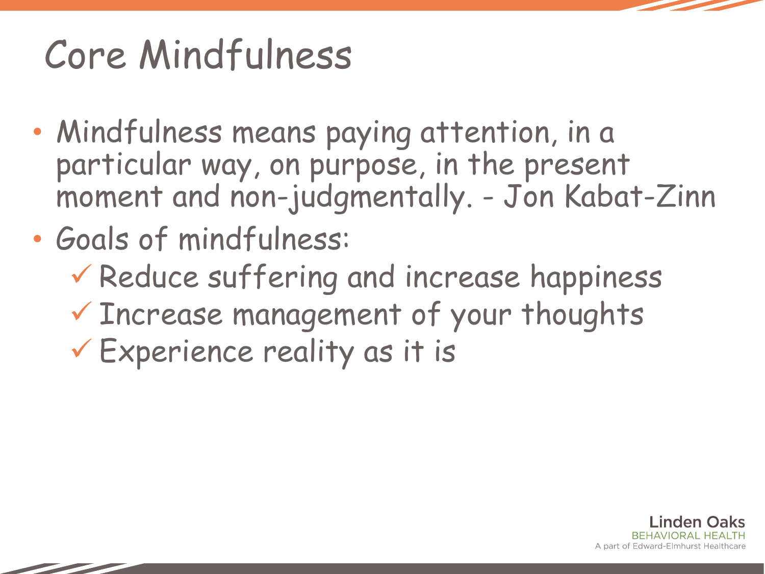# Core Mindfulness

- Mindfulness means paying attention, in a particular way, on purpose, in the present moment and non-judgmentally. - Jon Kabat-Zinn
- Goals of mindfulness:
  - ✓ Reduce suffering and increase happiness
  - ✓ Increase management of your thoughts
  - ✓ Experience reality as it is

Linden Oaks
BEHAVIORAL HEALTH
A part of Edward-Elmhurst Healthcare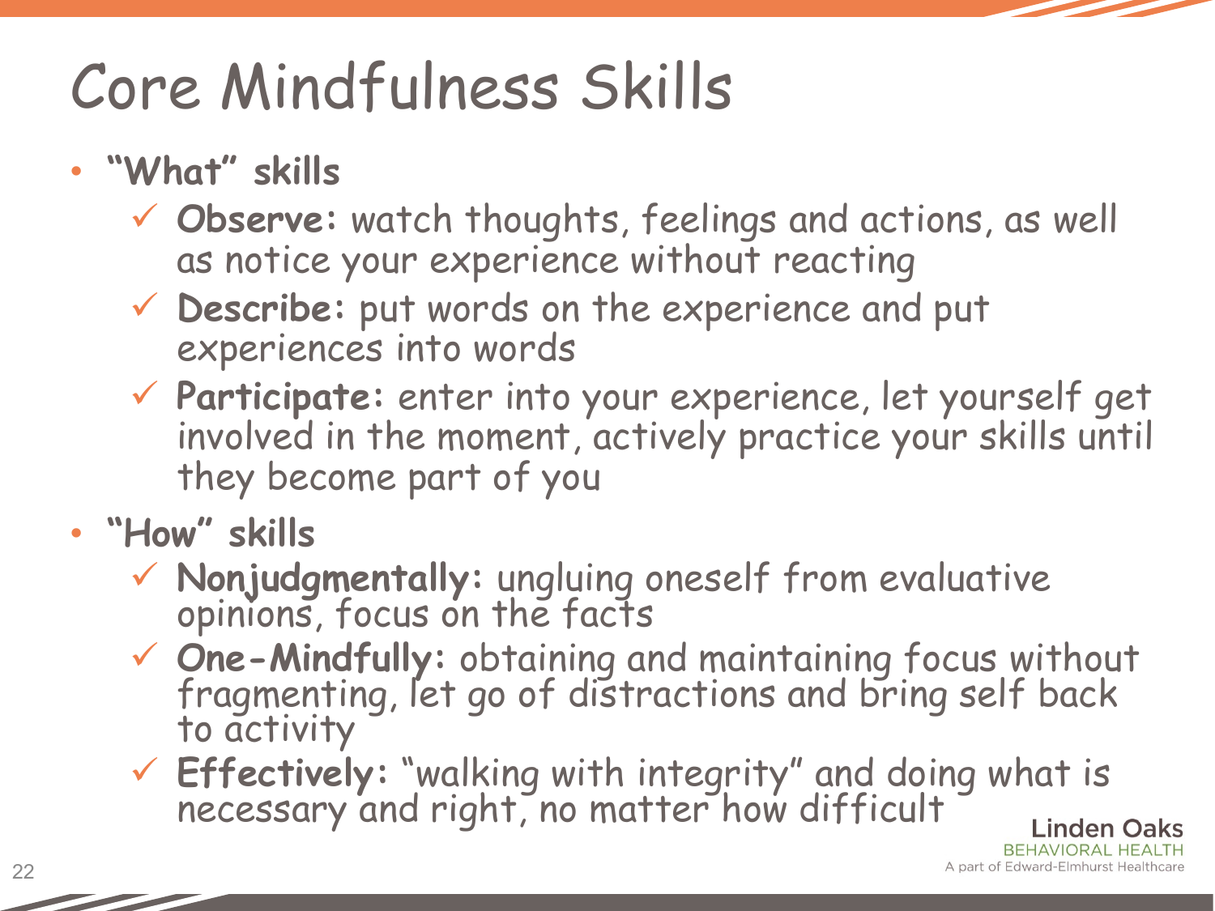# Core Mindfulness Skills

- **"What" skills**
  - ✓ **Observe:** watch thoughts, feelings and actions, as well as notice your experience without reacting
  - ✓ **Describe:** put words on the experience and put experiences into words
  - ✓ **Participate:** enter into your experience, let yourself get involved in the moment, actively practice your skills until they become part of you
- **"How" skills**
  - ✓ **Nonjudgmentally:** ungluing oneself from evaluative opinions, focus on the facts
  - ✓ **One-Mindfully:** obtaining and maintaining focus without fragmenting, let go of distractions and bring self back to activity
  - ✓ **Effectively:** "walking with integrity" and doing what is necessary and right, no matter how difficult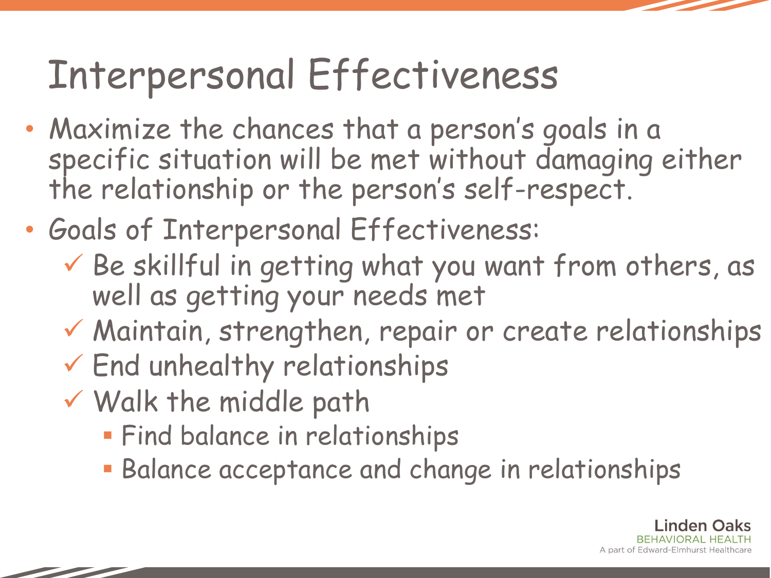# Interpersonal Effectiveness

- Maximize the chances that a person's goals in a specific situation will be met without damaging either the relationship or the person's self-respect.
- Goals of Interpersonal Effectiveness:
  - ✓ Be skillful in getting what you want from others, as well as getting your needs met
  - ✓ Maintain, strengthen, repair or create relationships
  - ✓ End unhealthy relationships
  - ✓ Walk the middle path
    - Find balance in relationships
    - Balance acceptance and change in relationships

Linden Oaks
BEHAVIORAL HEALTH
A part of Edward-Elmhurst Healthcare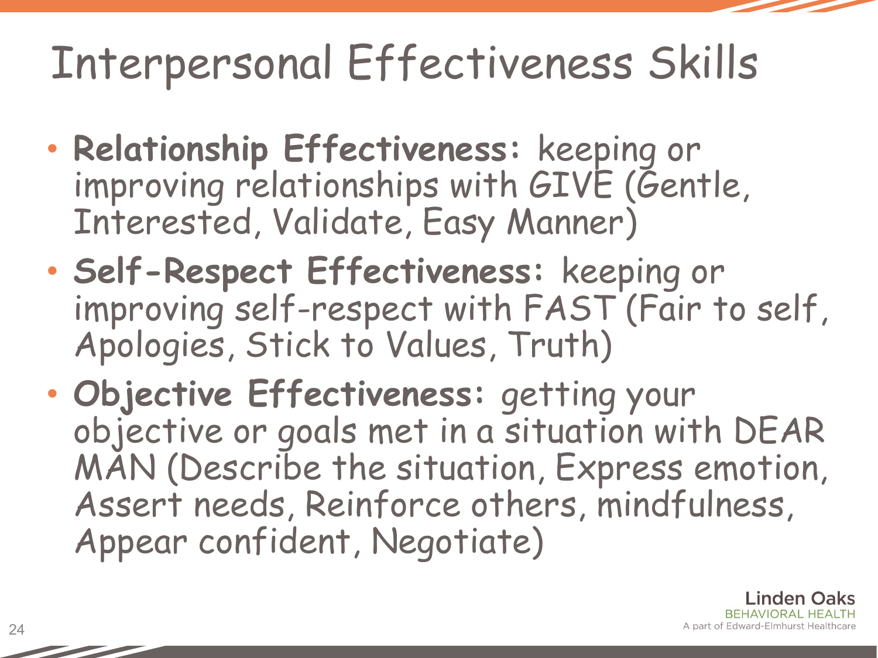# Interpersonal Effectiveness Skills

- **Relationship Effectiveness:** keeping or improving relationships with GIVE (Gentle, Interested, Validate, Easy Manner)
- **Self-Respect Effectiveness:** keeping or improving self-respect with FAST (Fair to self, Apologies, Stick to Values, Truth)
- **Objective Effectiveness:** getting your objective or goals met in a situation with DEAR MAN (Describe the situation, Express emotion, Assert needs, Reinforce others, mindfulness, Appear confident, Negotiate)

Linden Oaks
BEHAVIORAL HEALTH
A part of Edward-Elmhurst Healthcare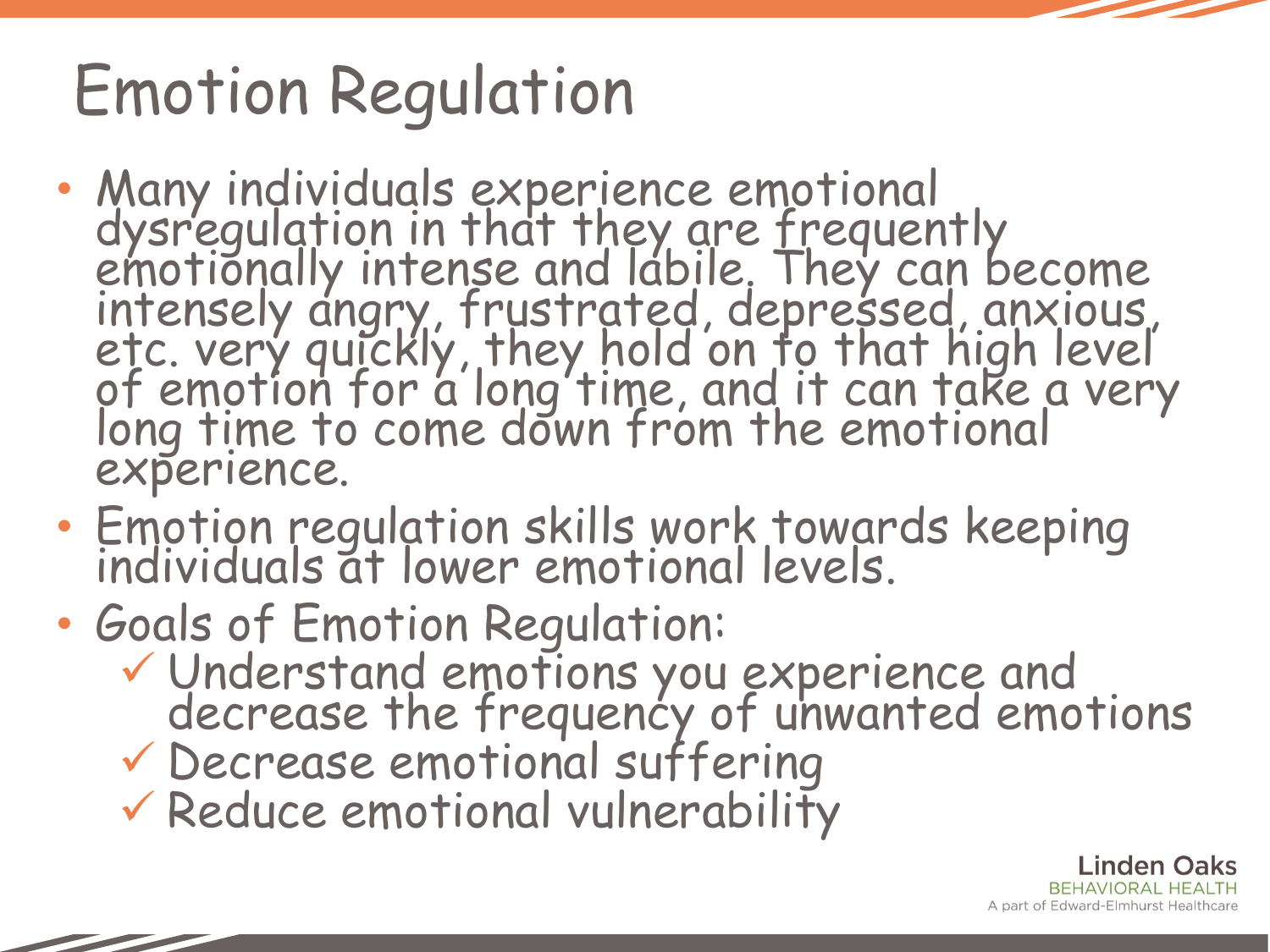# Emotion Regulation

- Many individuals experience emotional dysregulation in that they are frequently emotionally intense and labile. They can become intensely angry, frustrated, depressed, anxious, etc. very quickly, they hold on to that high level of emotion for a long time, and it can take a very long time to come down from the emotional experience.
- Emotion regulation skills work towards keeping individuals at lower emotional levels.
- Goals of Emotion Regulation:
  - ✓ Understand emotions you experience and decrease the frequency of unwanted emotions
  - ✓ Decrease emotional suffering
  - ✓ Reduce emotional vulnerability

Linden Oaks
BEHAVIORAL HEALTH
A part of Edward-Elmhurst Healthcare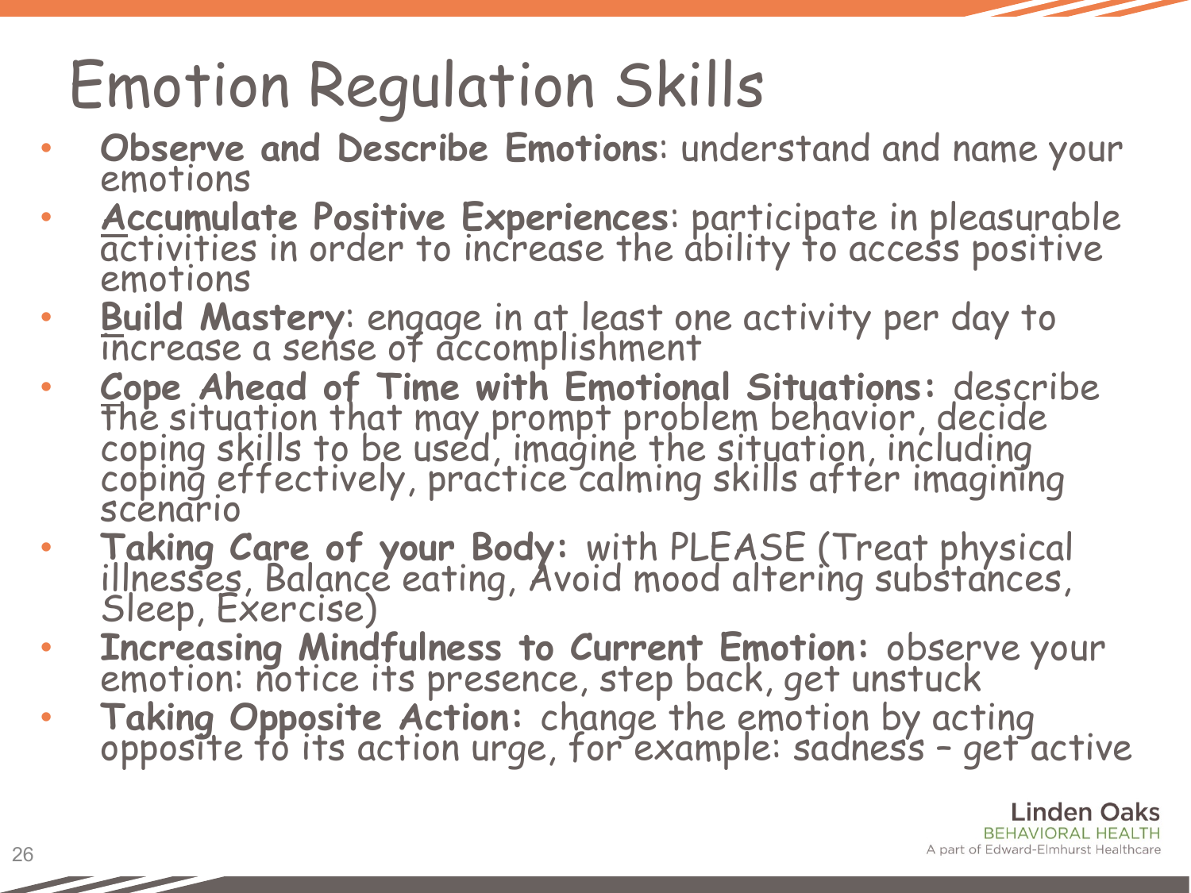# Emotion Regulation Skills

- **Observe and Describe Emotions**: understand and name your emotions
- **Accumulate Positive Experiences**: participate in pleasurable activities in order to increase the ability to access positive emotions
- **Build Mastery**: engage in at least one activity per day to increase a sense of accomplishment
- **Cope Ahead of Time with Emotional Situations:** describe the situation that may prompt problem behavior, decide coping skills to be used, imagine the situation, including coping effectively, practice calming skills after imagining scenario
- **Taking Care of your Body:** with PLEASE (Treat physical illnesses, Balance eating, Avoid mood altering substances, Sleep, Exercise)
- **Increasing Mindfulness to Current Emotion:** observe your emotion: notice its presence, step back, get unstuck
- **Taking Opposite Action:** change the emotion by acting opposite to its action urge, for example: sadness – get active

Linden Oaks
BEHAVIORAL HEALTH
A part of Edward-Elmhurst Healthcare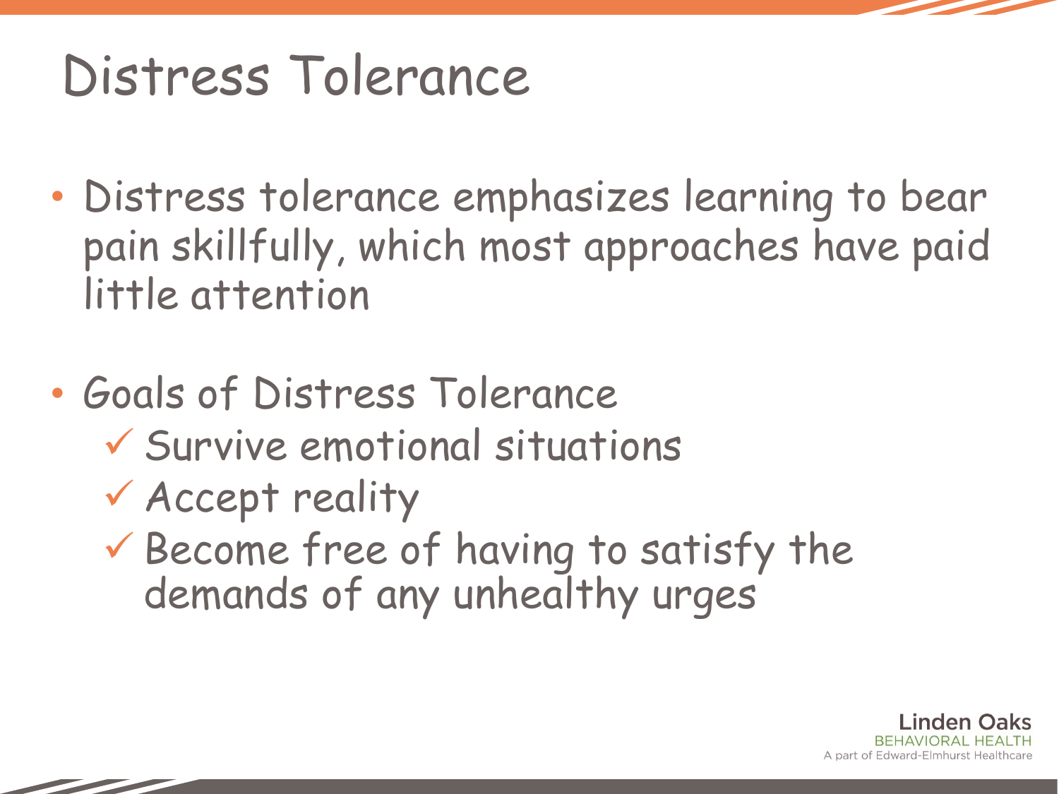# Distress Tolerance

- Distress tolerance emphasizes learning to bear pain skillfully, which most approaches have paid little attention

- Goals of Distress Tolerance
  - ✓ Survive emotional situations
  - ✓ Accept reality
  - ✓ Become free of having to satisfy the demands of any unhealthy urges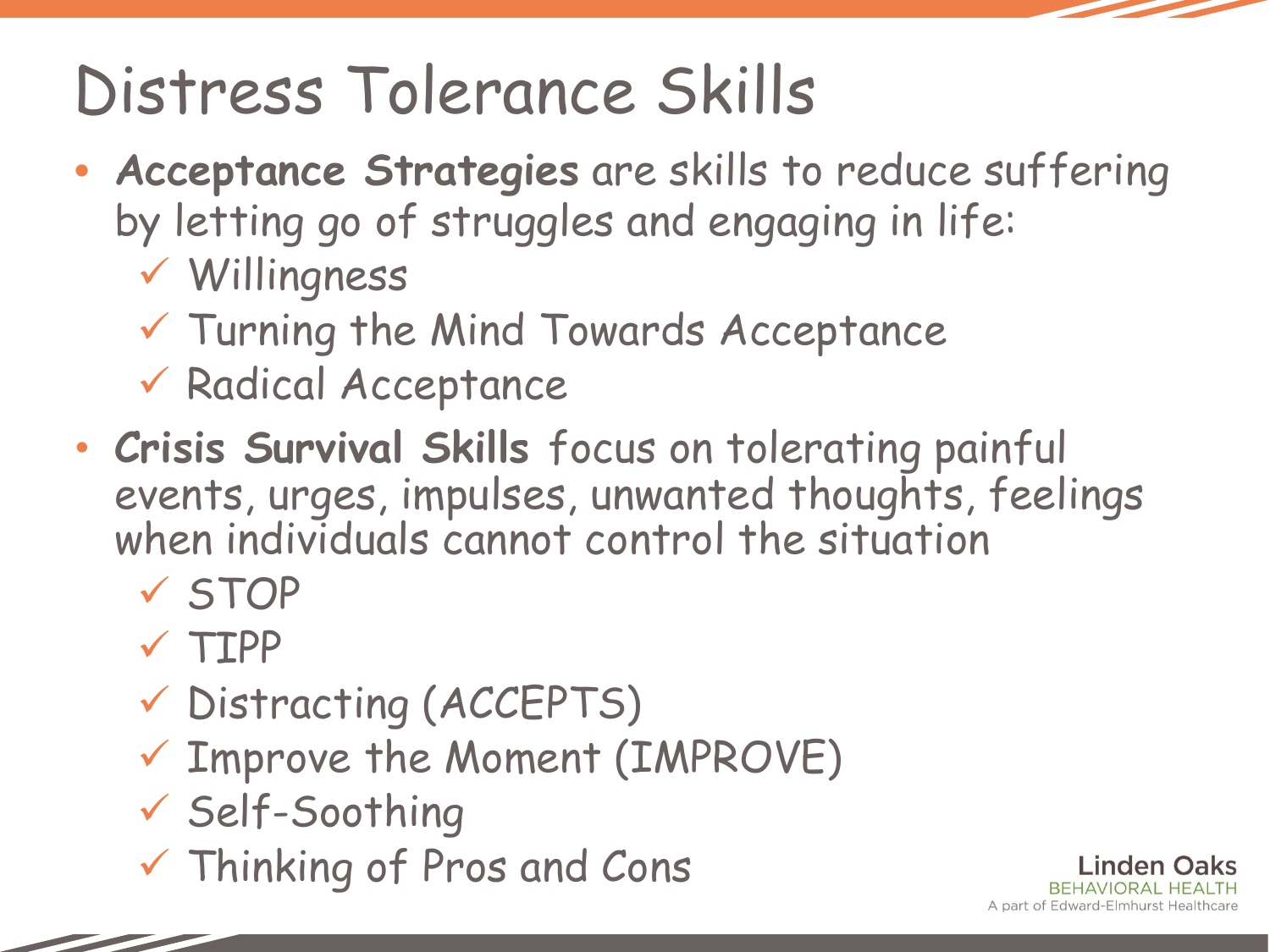# Distress Tolerance Skills

- **Acceptance Strategies** are skills to reduce suffering by letting go of struggles and engaging in life:
  - ✓ Willingness
  - ✓ Turning the Mind Towards Acceptance
  - ✓ Radical Acceptance
- **Crisis Survival Skills** focus on tolerating painful events, urges, impulses, unwanted thoughts, feelings when individuals cannot control the situation
  - ✓ STOP
  - ✓ TIPP
  - ✓ Distracting (ACCEPTS)
  - ✓ Improve the Moment (IMPROVE)
  - ✓ Self-Soothing
  - ✓ Thinking of Pros and Cons

Linden Oaks
BEHAVIORAL HEALTH
A part of Edward-Elmhurst Healthcare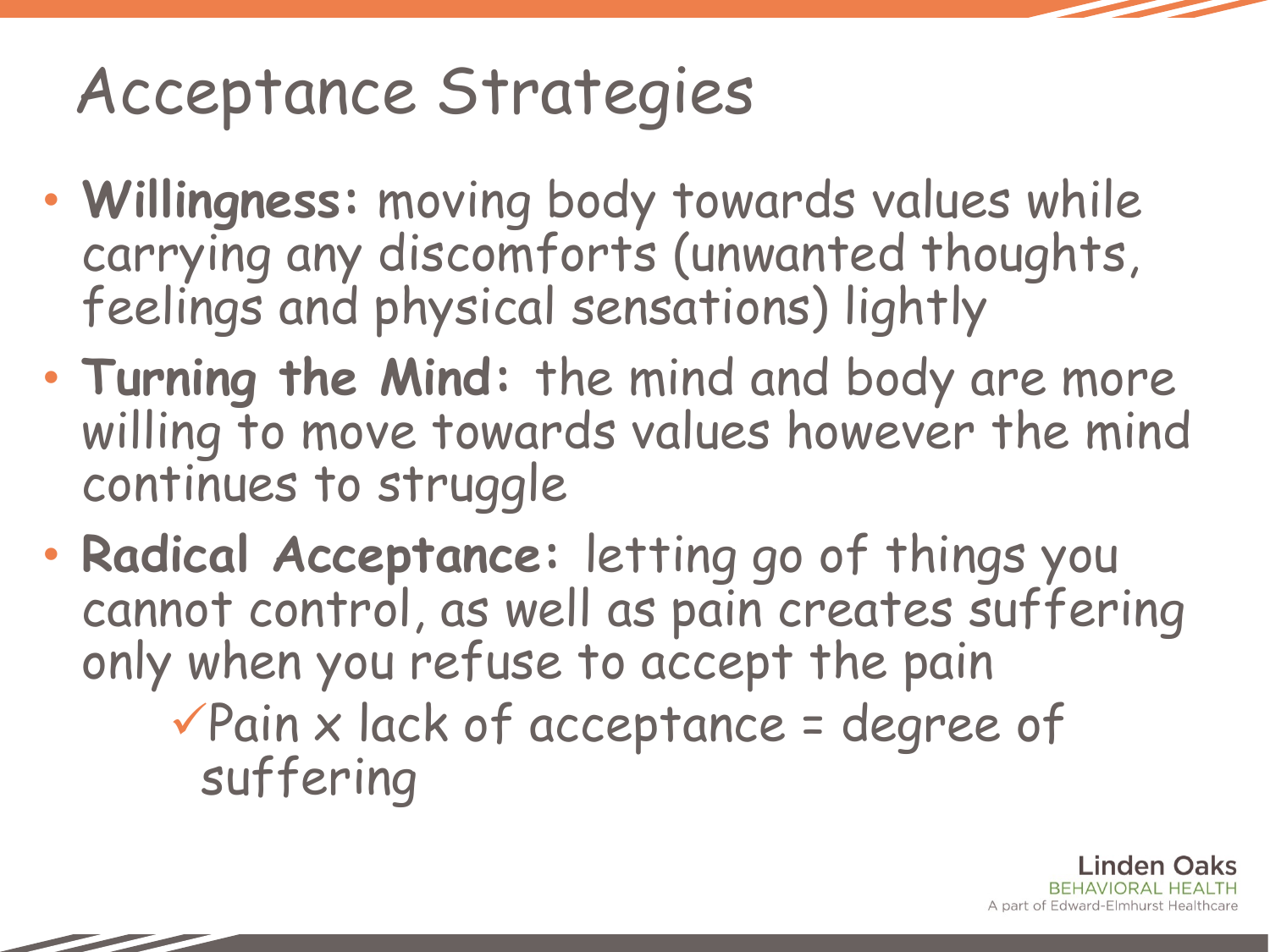# Acceptance Strategies

- **Willingness:** moving body towards values while carrying any discomforts (unwanted thoughts, feelings and physical sensations) lightly
- **Turning the Mind:** the mind and body are more willing to move towards values however the mind continues to struggle
- **Radical Acceptance:** letting go of things you cannot control, as well as pain creates suffering only when you refuse to accept the pain
  - ✓Pain x lack of acceptance = degree of suffering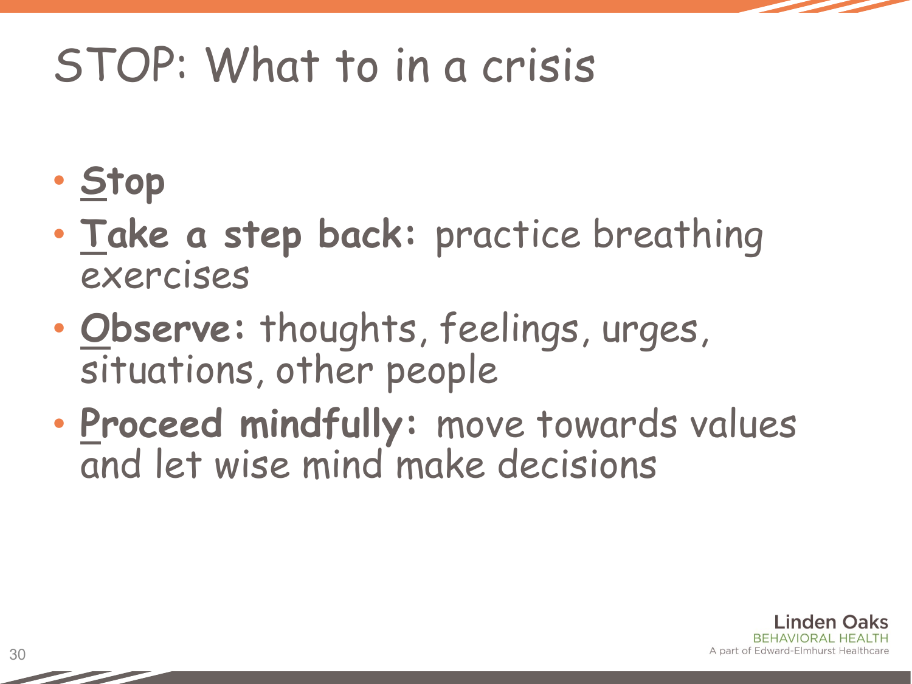# STOP: What to in a crisis

- **Stop**
- **Take a step back:** practice breathing exercises
- **Observe:** thoughts, feelings, urges, situations, other people
- **Proceed mindfully:** move towards values and let wise mind make decisions

Linden Oaks
BEHAVIORAL HEALTH
A part of Edward-Elmhurst Healthcare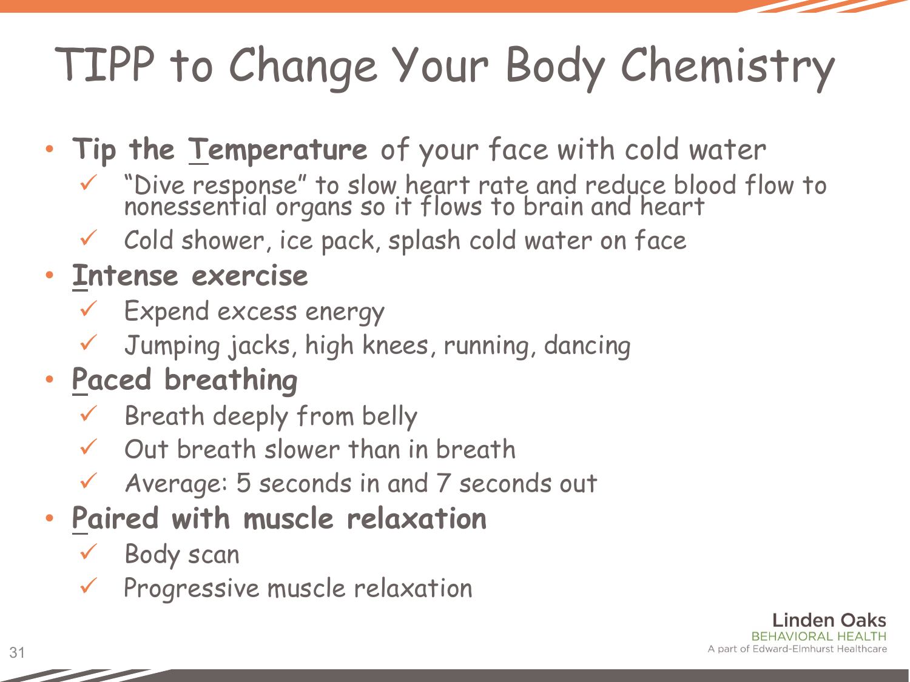# TIPP to Change Your Body Chemistry

- **Tip the Temperature** of your face with cold water
  - ✓ "Dive response" to slow heart rate and reduce blood flow to nonessential organs so it flows to brain and heart
  - ✓ Cold shower, ice pack, splash cold water on face
- **Intense exercise**
  - ✓ Expend excess energy
  - ✓ Jumping jacks, high knees, running, dancing
- **Paced breathing**
  - ✓ Breath deeply from belly
  - ✓ Out breath slower than in breath
  - ✓ Average: 5 seconds in and 7 seconds out
- **Paired with muscle relaxation**
  - ✓ Body scan
  - ✓ Progressive muscle relaxation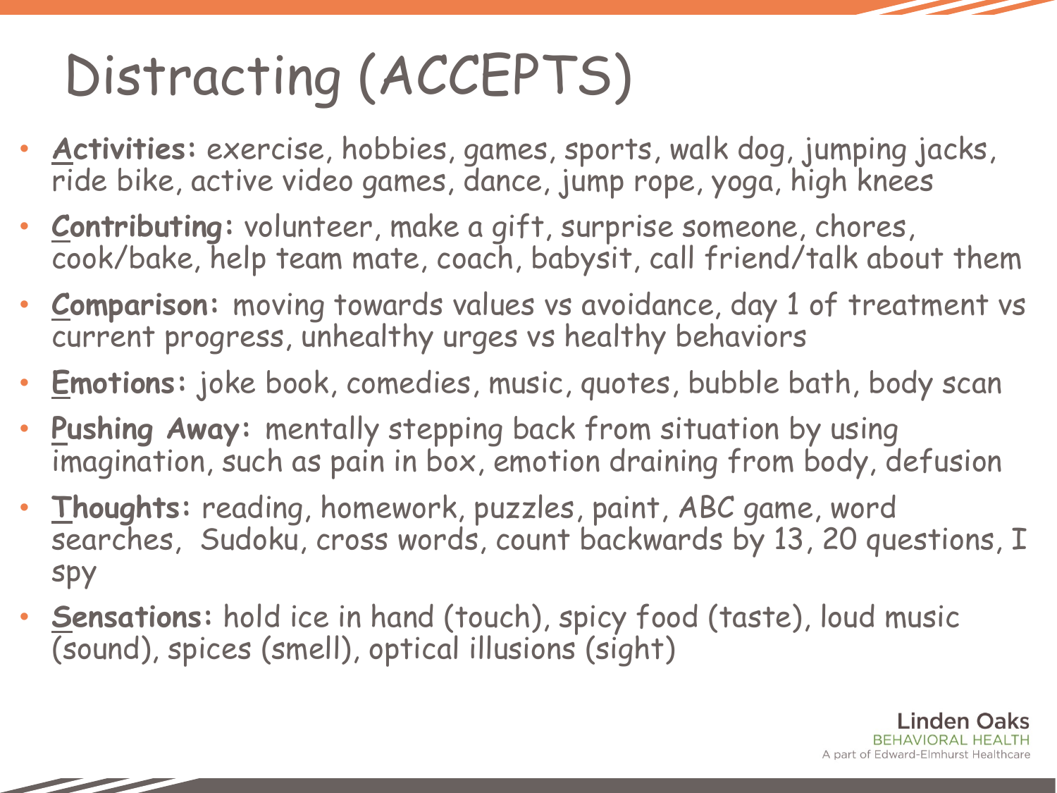# Distracting (ACCEPTS)

- **Activities:** exercise, hobbies, games, sports, walk dog, jumping jacks, ride bike, active video games, dance, jump rope, yoga, high knees
- **Contributing:** volunteer, make a gift, surprise someone, chores, cook/bake, help team mate, coach, babysit, call friend/talk about them
- **Comparison:** moving towards values vs avoidance, day 1 of treatment vs current progress, unhealthy urges vs healthy behaviors
- **Emotions:** joke book, comedies, music, quotes, bubble bath, body scan
- **Pushing Away:** mentally stepping back from situation by using imagination, such as pain in box, emotion draining from body, defusion
- **Thoughts:** reading, homework, puzzles, paint, ABC game, word searches, Sudoku, cross words, count backwards by 13, 20 questions, I spy
- **Sensations:** hold ice in hand (touch), spicy food (taste), loud music (sound), spices (smell), optical illusions (sight)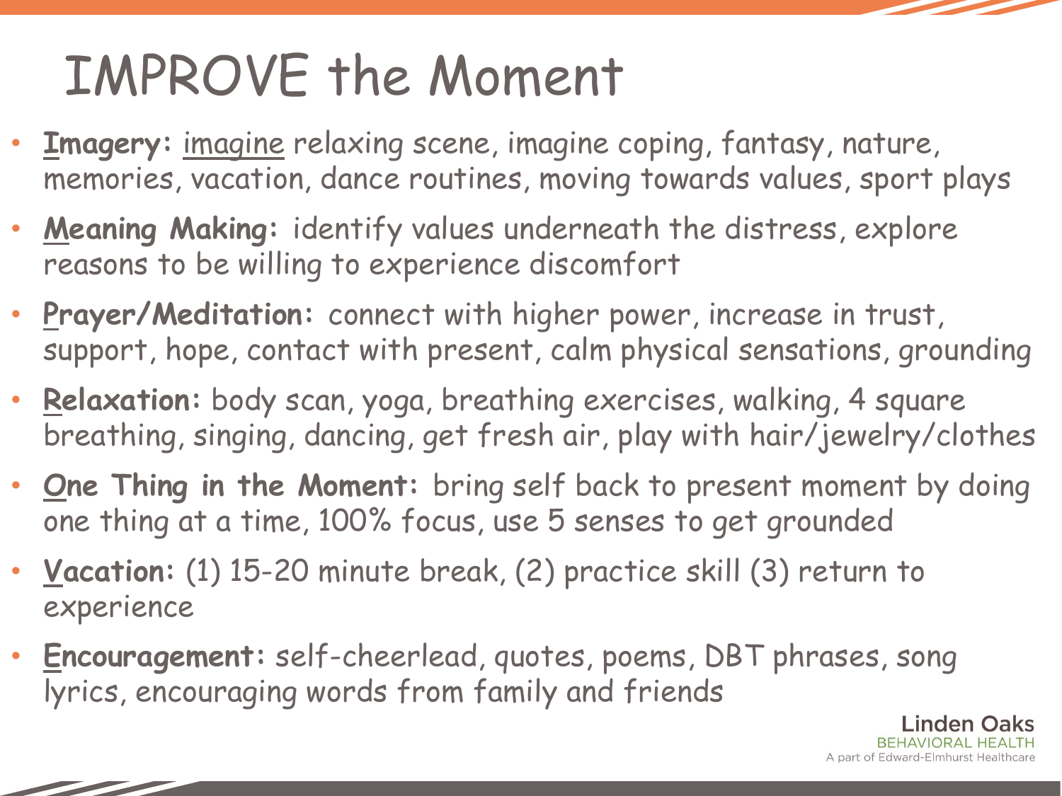# IMPROVE the Moment

- **Imagery:** imagine relaxing scene, imagine coping, fantasy, nature, memories, vacation, dance routines, moving towards values, sport plays
- **Meaning Making:** identify values underneath the distress, explore reasons to be willing to experience discomfort
- **Prayer/Meditation:** connect with higher power, increase in trust, support, hope, contact with present, calm physical sensations, grounding
- **Relaxation:** body scan, yoga, breathing exercises, walking, 4 square breathing, singing, dancing, get fresh air, play with hair/jewelry/clothes
- **One Thing in the Moment:** bring self back to present moment by doing one thing at a time, 100% focus, use 5 senses to get grounded
- **Vacation:** (1) 15-20 minute break, (2) practice skill (3) return to experience
- **Encouragement:** self-cheerlead, quotes, poems, DBT phrases, song lyrics, encouraging words from family and friends

Linden Oaks
BEHAVIORAL HEALTH
A part of Edward-Elmhurst Healthcare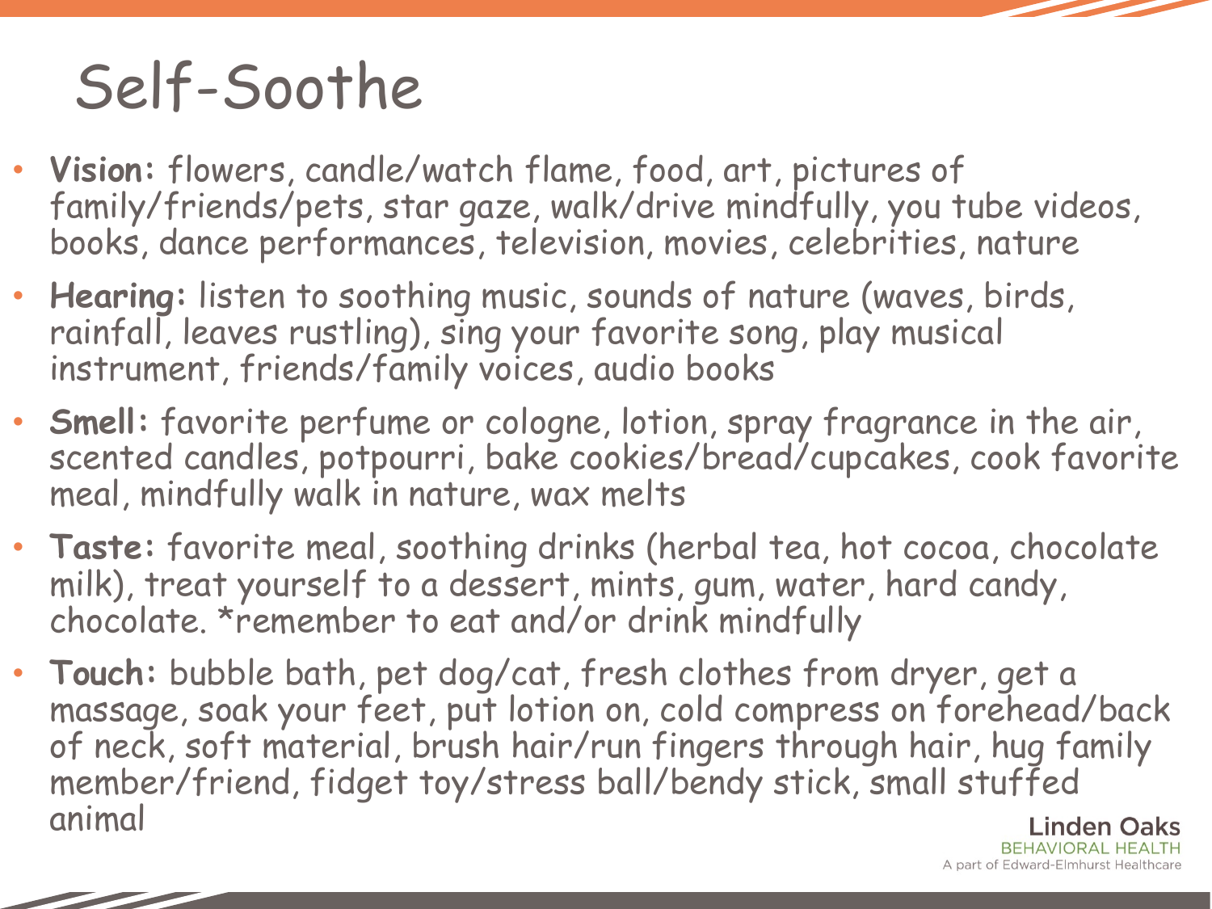# Self-Soothe

- **Vision:** flowers, candle/watch flame, food, art, pictures of family/friends/pets, star gaze, walk/drive mindfully, you tube videos, books, dance performances, television, movies, celebrities, nature
- **Hearing:** listen to soothing music, sounds of nature (waves, birds, rainfall, leaves rustling), sing your favorite song, play musical instrument, friends/family voices, audio books
- **Smell:** favorite perfume or cologne, lotion, spray fragrance in the air, scented candles, potpourri, bake cookies/bread/cupcakes, cook favorite meal, mindfully walk in nature, wax melts
- **Taste:** favorite meal, soothing drinks (herbal tea, hot cocoa, chocolate milk), treat yourself to a dessert, mints, gum, water, hard candy, chocolate. *remember to eat and/or drink mindfully
- **Touch:** bubble bath, pet dog/cat, fresh clothes from dryer, get a massage, soak your feet, put lotion on, cold compress on forehead/back of neck, soft material, brush hair/run fingers through hair, hug family member/friend, fidget toy/stress ball/bendy stick, small stuffed animal

Linden Oaks
BEHAVIORAL HEALTH
A part of Edward-Elmhurst Healthcare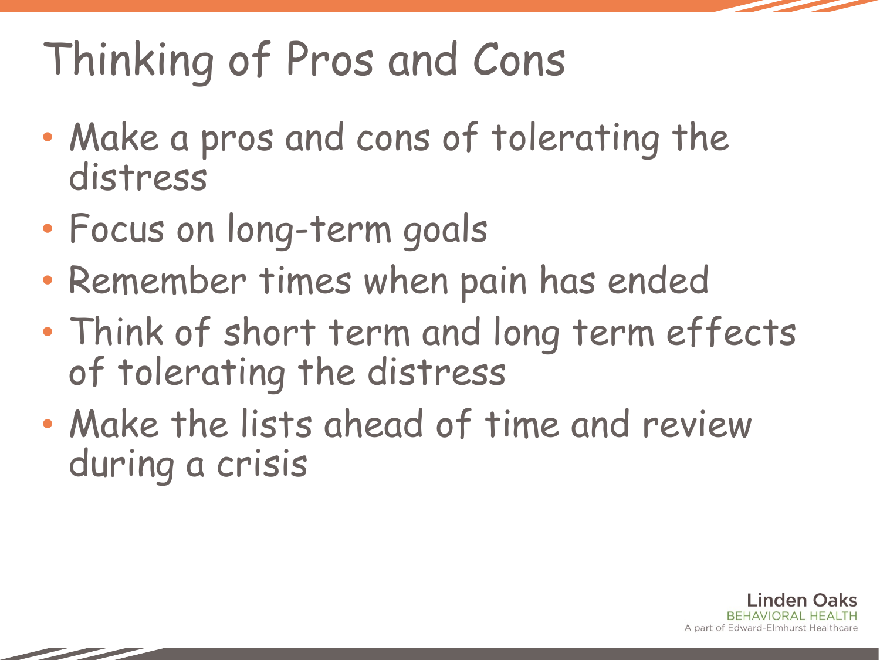# Thinking of Pros and Cons

- Make a pros and cons of tolerating the distress
- Focus on long-term goals
- Remember times when pain has ended
- Think of short term and long term effects of tolerating the distress
- Make the lists ahead of time and review during a crisis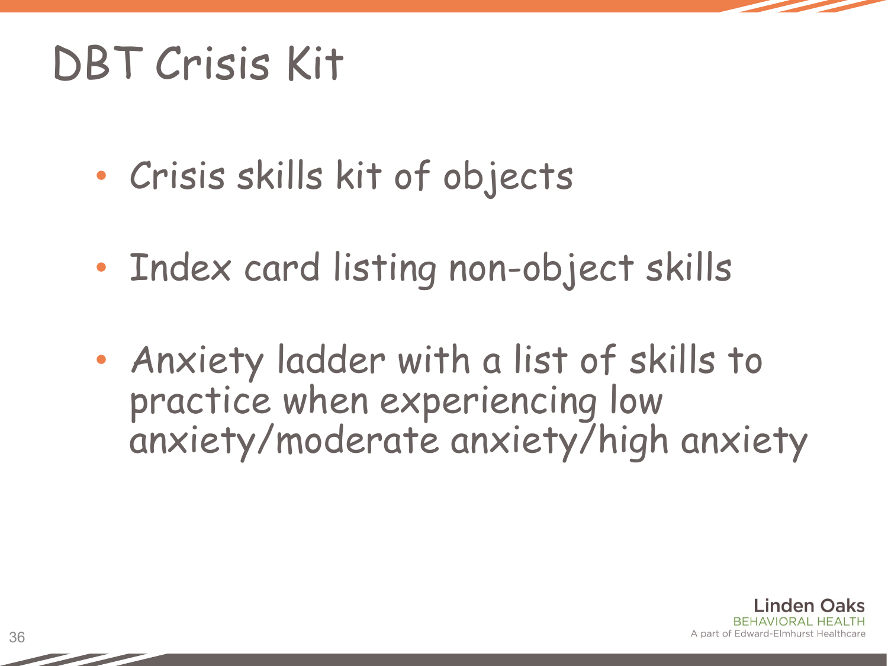# DBT Crisis Kit

- Crisis skills kit of objects
- Index card listing non-object skills
- Anxiety ladder with a list of skills to practice when experiencing low anxiety/moderate anxiety/high anxiety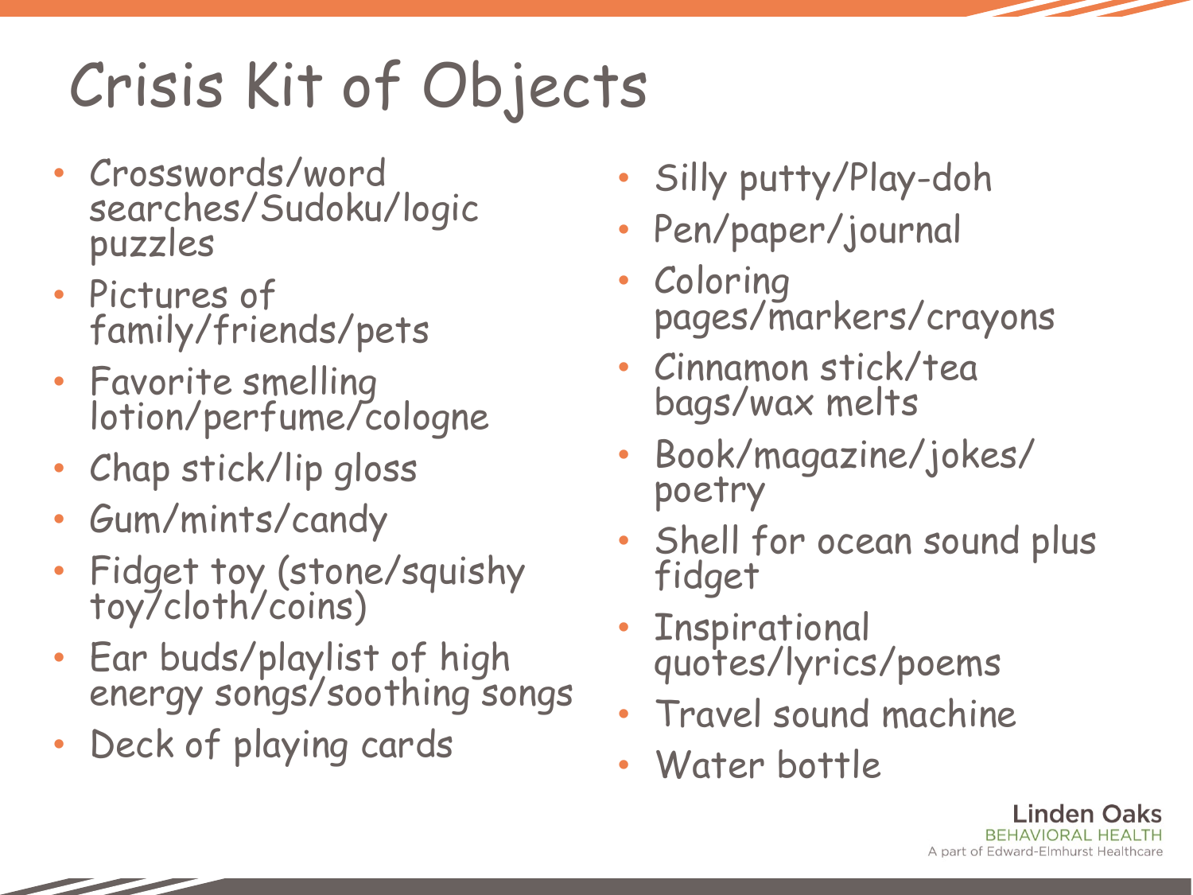# Crisis Kit of Objects

- Crosswords/word searches/Sudoku/logic puzzles
- Pictures of family/friends/pets
- Favorite smelling lotion/perfume/cologne
- Chap stick/lip gloss
- Gum/mints/candy
- Fidget toy (stone/squishy toy/cloth/coins)
- Ear buds/playlist of high energy songs/soothing songs
- Deck of playing cards
- Silly putty/Play-doh
- Pen/paper/journal
- Coloring pages/markers/crayons
- Cinnamon stick/tea bags/wax melts
- Book/magazine/jokes/poetry
- Shell for ocean sound plus fidget
- Inspirational quotes/lyrics/poems
- Travel sound machine
- Water bottle

Linden Oaks
BEHAVIORAL HEALTH
A part of Edward-Elmhurst Healthcare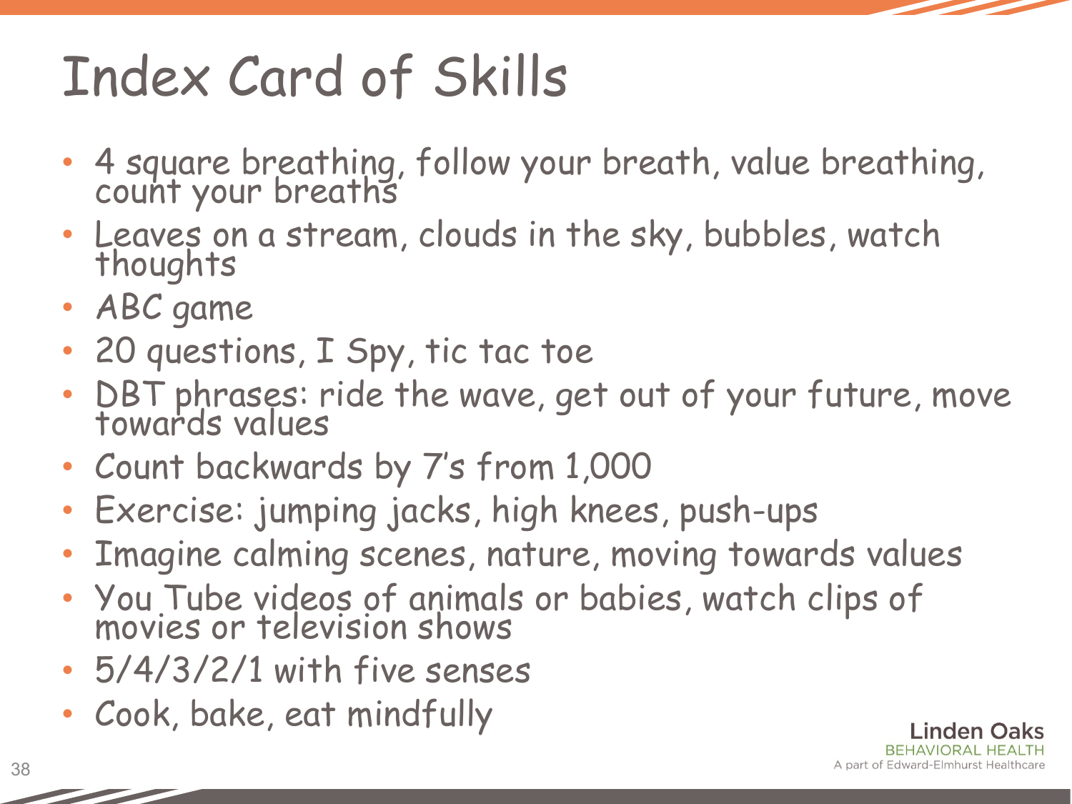# Index Card of Skills

- 4 square breathing, follow your breath, value breathing, count your breaths
- Leaves on a stream, clouds in the sky, bubbles, watch thoughts
- ABC game
- 20 questions, I Spy, tic tac toe
- DBT phrases: ride the wave, get out of your future, move towards values
- Count backwards by 7's from 1,000
- Exercise: jumping jacks, high knees, push-ups
- Imagine calming scenes, nature, moving towards values
- You Tube videos of animals or babies, watch clips of movies or television shows
- 5/4/3/2/1 with five senses
- Cook, bake, eat mindfully

Linden Oaks
BEHAVIORAL HEALTH
A part of Edward-Elmhurst Healthcare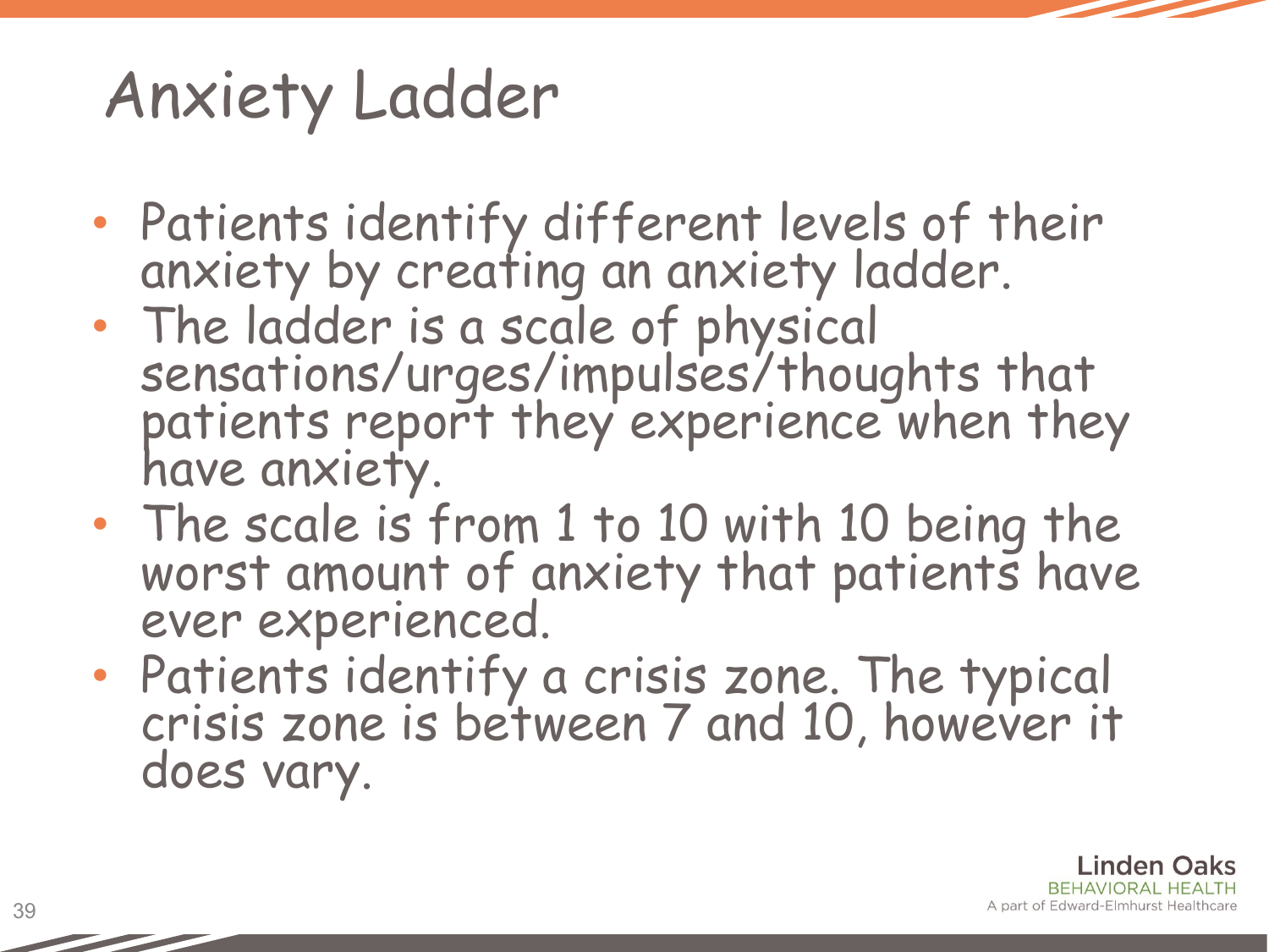# Anxiety Ladder

- Patients identify different levels of their anxiety by creating an anxiety ladder.
- The ladder is a scale of physical sensations/urges/impulses/thoughts that patients report they experience when they have anxiety.
- The scale is from 1 to 10 with 10 being the worst amount of anxiety that patients have ever experienced.
- Patients identify a crisis zone. The typical crisis zone is between 7 and 10, however it does vary.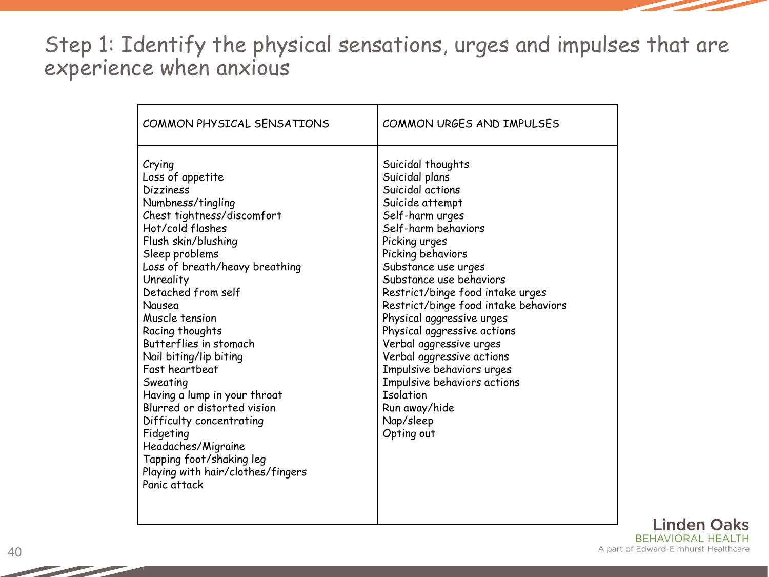# Step 1: Identify the physical sensations, urges and impulses that are experience when anxious

| COMMON PHYSICAL SENSATIONS | COMMON URGES AND IMPULSES |
|---|---|
| Crying | Suicidal thoughts |
| Loss of appetite | Suicidal plans |
| Dizziness | Suicidal actions |
| Numbness/tingling | Suicide attempt |
| Chest tightness/discomfort | Self-harm urges |
| Hot/cold flashes | Self-harm behaviors |
| Flush skin/blushing | Picking urges |
| Sleep problems | Picking behaviors |
| Loss of breath/heavy breathing | Substance use urges |
| Unreality | Substance use behaviors |
| Detached from self | Restrict/binge food intake urges |
| Nausea | Restrict/binge food intake behaviors |
| Muscle tension | Physical aggressive urges |
| Racing thoughts | Physical aggressive actions |
| Butterflies in stomach | Verbal aggressive urges |
| Nail biting/lip biting | Verbal aggressive actions |
| Fast heartbeat | Impulsive behaviors urges |
| Sweating | Impulsive behaviors actions |
| Having a lump in your throat | Isolation |
| Blurred or distorted vision | Run away/hide |
| Difficulty concentrating | Nap/sleep |
| Fidgeting | Opting out |
| Headaches/Migraine | |
| Tapping foot/shaking leg | |
| Playing with hair/clothes/fingers | |
| Panic attack | |

Linden Oaks BEHAVIORAL HEALTH
A part of Edward-Elmhurst Healthcare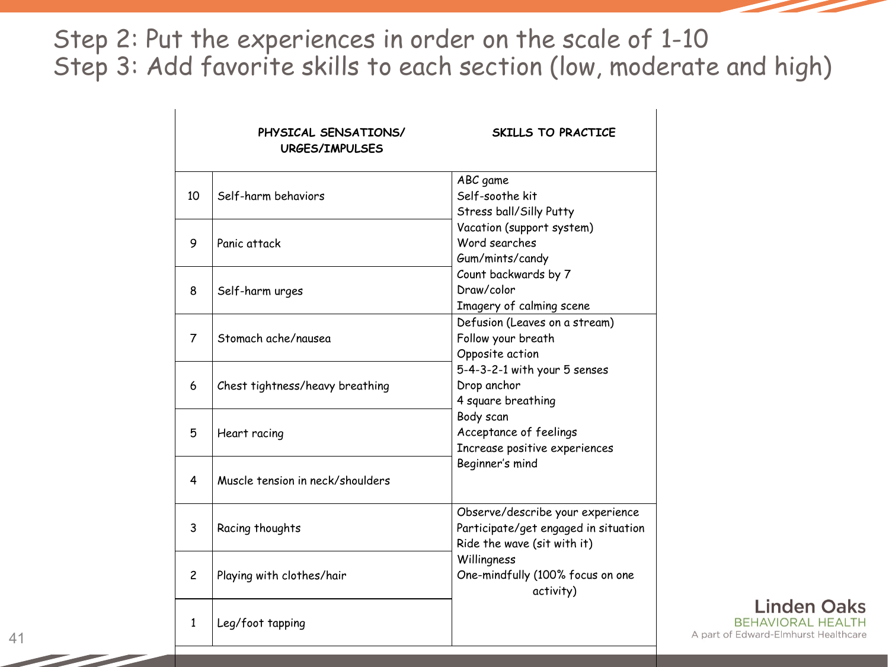# Step 2: Put the experiences in order on the scale of 1-10
# Step 3: Add favorite skills to each section (low, moderate and high)

| | PHYSICAL SENSATIONS/ URGES/IMPULSES | SKILLS TO PRACTICE |
|---|---|---|
| 10 | Self-harm behaviors | ABC game<br>Self-soothe kit<br>Stress ball/Silly Putty<br>Vacation (support system)<br>Word searches<br>Gum/mints/candy<br>Count backwards by 7<br>Draw/color<br>Imagery of calming scene |
| 9 | Panic attack | |
| 8 | Self-harm urges | |
| 7 | Stomach ache/nausea | Defusion (Leaves on a stream)<br>Follow your breath<br>Opposite action<br>5-4-3-2-1 with your 5 senses<br>Drop anchor<br>4 square breathing<br>Body scan<br>Acceptance of feelings<br>Increase positive experiences<br>Beginner's mind |
| 6 | Chest tightness/heavy breathing | |
| 5 | Heart racing | |
| 4 | Muscle tension in neck/shoulders | |
| 3 | Racing thoughts | Observe/describe your experience<br>Participate/get engaged in situation<br>Ride the wave (sit with it)<br>Willingness<br>One-mindfully (100% focus on one activity) |
| 2 | Playing with clothes/hair | |
| 1 | Leg/foot tapping | |

Linden Oaks BEHAVIORAL HEALTH
A part of Edward-Elmhurst Healthcare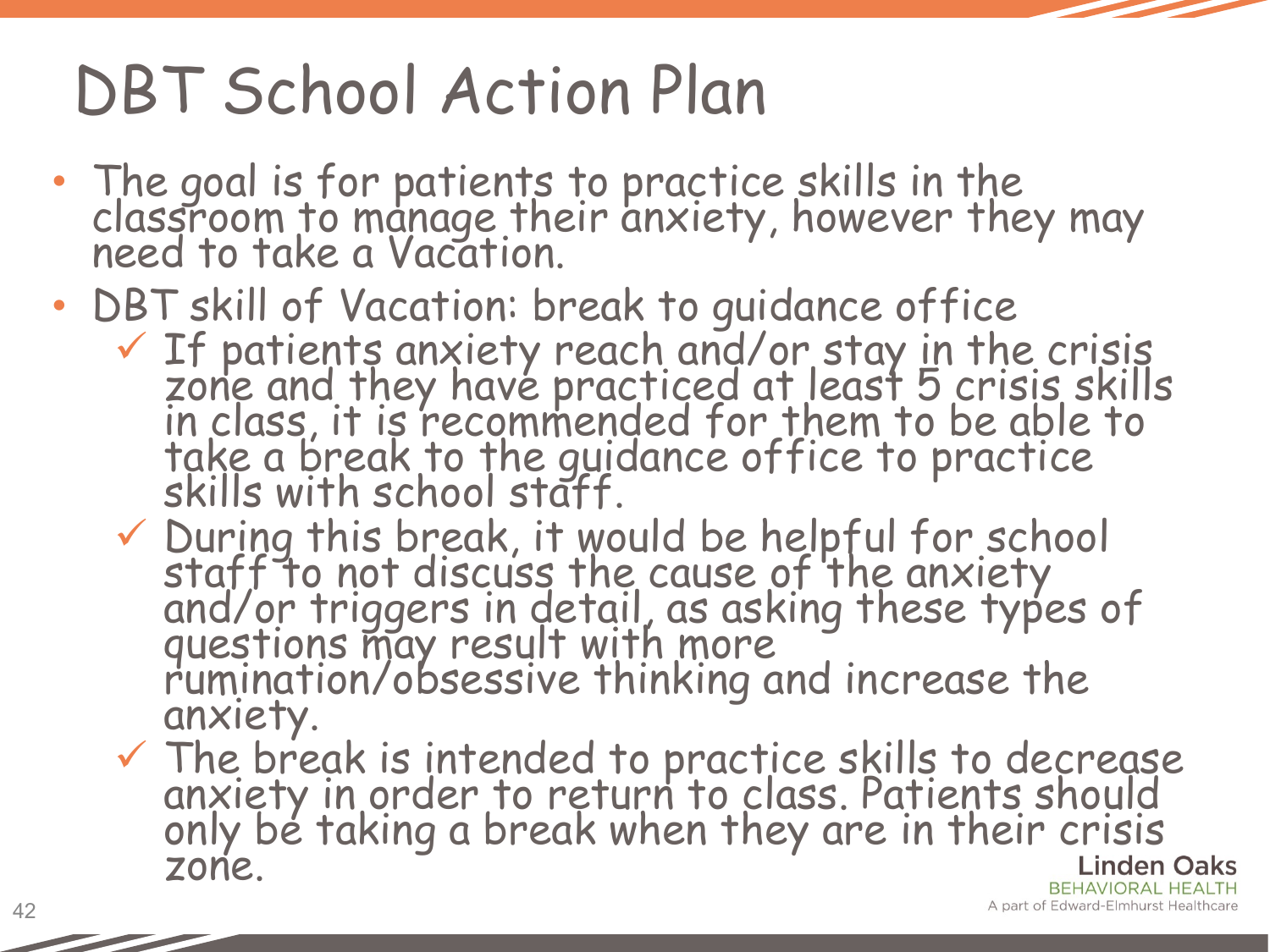# DBT School Action Plan

- The goal is for patients to practice skills in the classroom to manage their anxiety, however they may need to take a Vacation.
- DBT skill of Vacation: break to guidance office
  - ✓ If patients anxiety reach and/or stay in the crisis zone and they have practiced at least 5 crisis skills in class, it is recommended for them to be able to take a break to the guidance office to practice skills with school staff.
  - ✓ During this break, it would be helpful for school staff to not discuss the cause of the anxiety and/or triggers in detail, as asking these types of questions may result with more rumination/obsessive thinking and increase the anxiety.
  - ✓ The break is intended to practice skills to decrease anxiety in order to return to class. Patients should only be taking a break when they are in their crisis zone.

Linden Oaks
BEHAVIORAL HEALTH
A part of Edward-Elmhurst Healthcare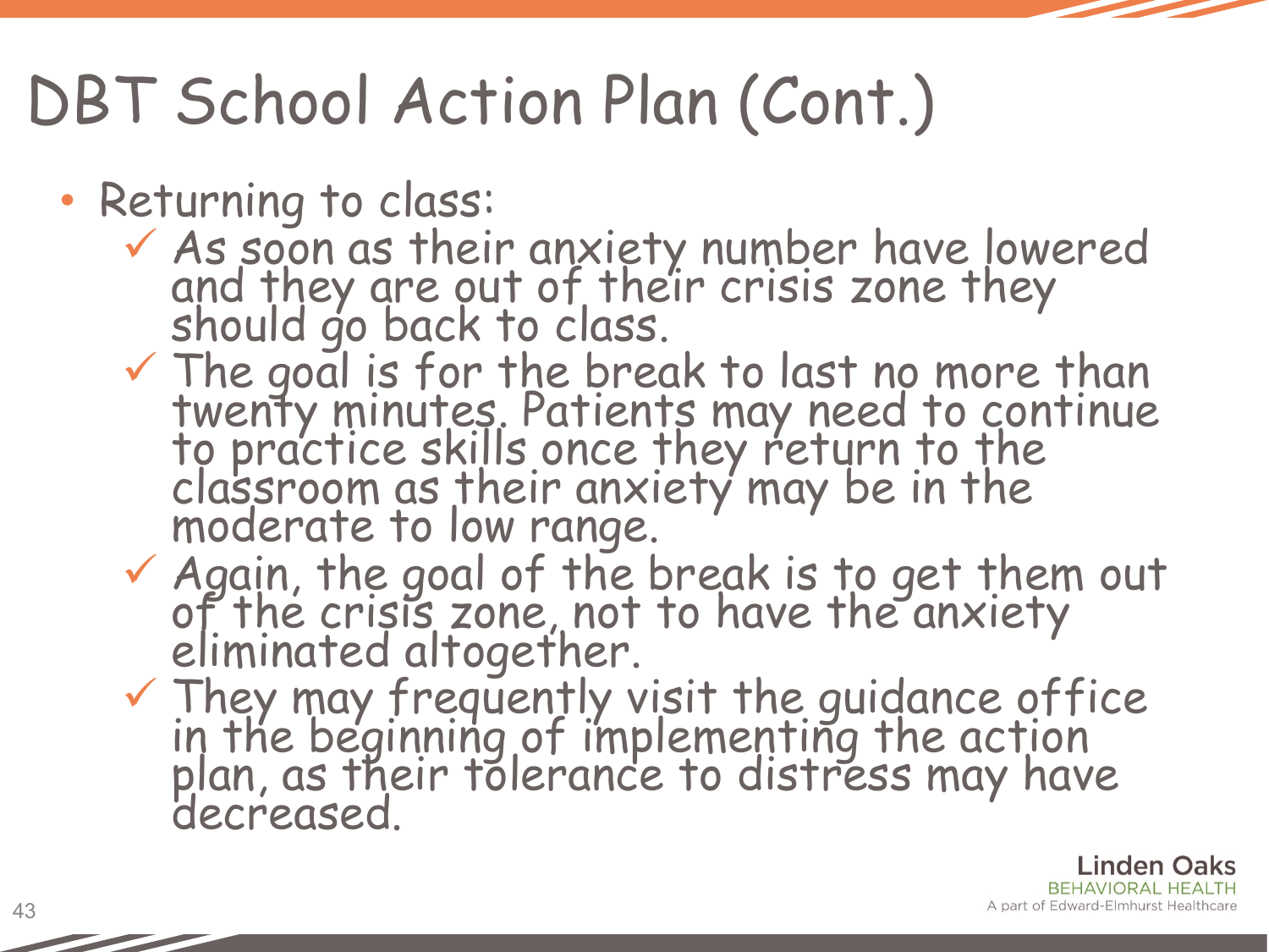# DBT School Action Plan (Cont.)

- Returning to class:
  - ✓ As soon as their anxiety number have lowered and they are out of their crisis zone they should go back to class.
  - ✓ The goal is for the break to last no more than twenty minutes. Patients may need to continue to practice skills once they return to the classroom as their anxiety may be in the moderate to low range.
  - ✓ Again, the goal of the break is to get them out of the crisis zone, not to have the anxiety eliminated altogether.
  - ✓ They may frequently visit the guidance office in the beginning of implementing the action plan, as their tolerance to distress may have decreased.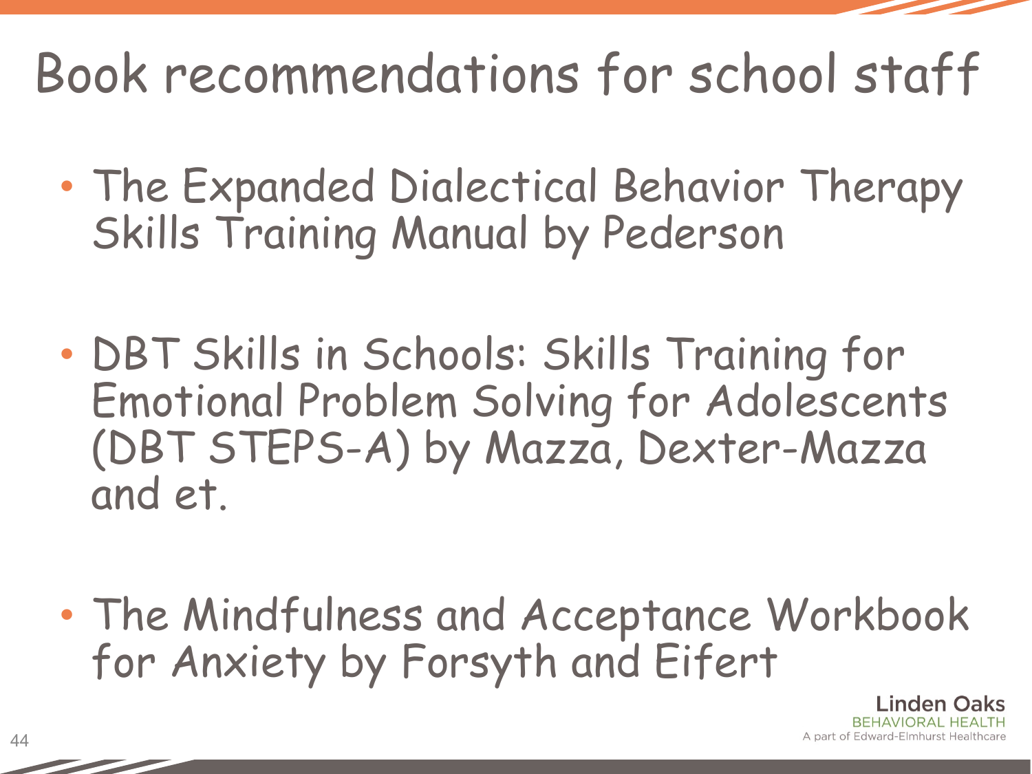# Book recommendations for school staff

- The Expanded Dialectical Behavior Therapy Skills Training Manual by Pederson

- DBT Skills in Schools: Skills Training for Emotional Problem Solving for Adolescents (DBT STEPS-A) by Mazza, Dexter-Mazza and et.

- The Mindfulness and Acceptance Workbook for Anxiety by Forsyth and Eifert

Linden Oaks
BEHAVIORAL HEALTH
A part of Edward-Elmhurst Healthcare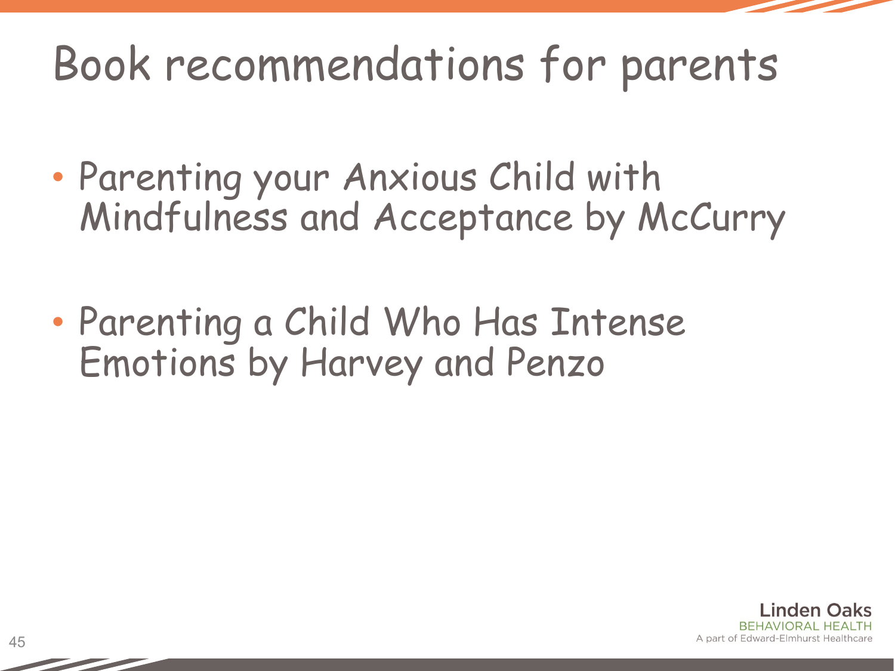# Book recommendations for parents

- Parenting your Anxious Child with Mindfulness and Acceptance by McCurry

- Parenting a Child Who Has Intense Emotions by Harvey and Penzo

Linden Oaks
BEHAVIORAL HEALTH
A part of Edward-Elmhurst Healthcare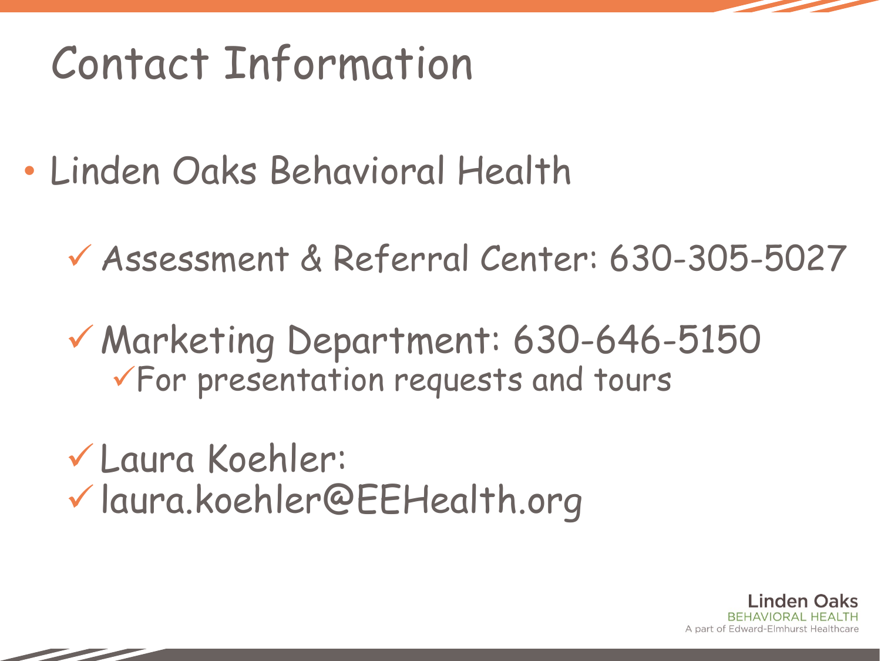# Contact Information

- Linden Oaks Behavioral Health
  - ✓ Assessment & Referral Center: 630-305-5027
  - ✓ Marketing Department: 630-646-5150
    - ✓ For presentation requests and tours
  - ✓ Laura Koehler:
  - ✓ laura.koehler@EEHealth.org

Linden Oaks
BEHAVIORAL HEALTH
A part of Edward-Elmhurst Healthcare